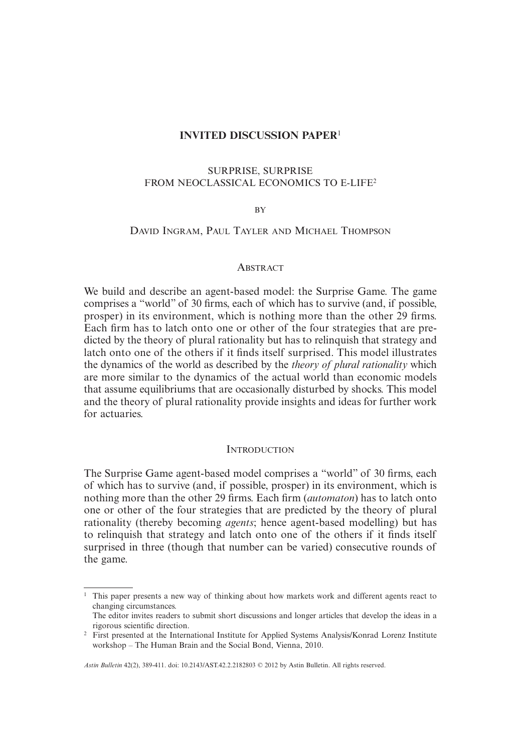# INVITED DISCUSSION PAPER[1]

## SURPRISE, SURPRISE
## FROM NEOCLASSICAL ECONOMICS TO E-LIFE[2]

BY

DAVID INGRAM, PAUL TAYLER AND MICHAEL THOMPSON

### ABSTRACT

We build and describe an agent-based model: the Surprise Game. The game comprises a "world" of 30 firms, each of which has to survive (and, if possible, prosper) in its environment, which is nothing more than the other 29 firms. Each firm has to latch onto one or other of the four strategies that are predicted by the theory of plural rationality but has to relinquish that strategy and latch onto one of the others if it finds itself surprised. This model illustrates the dynamics of the world as described by the *theory of plural rationality* which are more similar to the dynamics of the actual world than economic models that assume equilibriums that are occasionally disturbed by shocks. This model and the theory of plural rationality provide insights and ideas for further work for actuaries.

### INTRODUCTION

The Surprise Game agent-based model comprises a "world" of 30 firms, each of which has to survive (and, if possible, prosper) in its environment, which is nothing more than the other 29 firms. Each firm (*automaton*) has to latch onto one or other of the four strategies that are predicted by the theory of plural rationality (thereby becoming *agents*; hence agent-based modelling) but has to relinquish that strategy and latch onto one of the others if it finds itself surprised in three (though that number can be varied) consecutive rounds of the game.

---

[1] This paper presents a new way of thinking about how markets work and different agents react to changing circumstances.
The editor invites readers to submit short discussions and longer articles that develop the ideas in a rigorous scientific direction.

[2] First presented at the International Institute for Applied Systems Analysis/Konrad Lorenz Institute workshop – The Human Brain and the Social Bond, Vienna, 2010.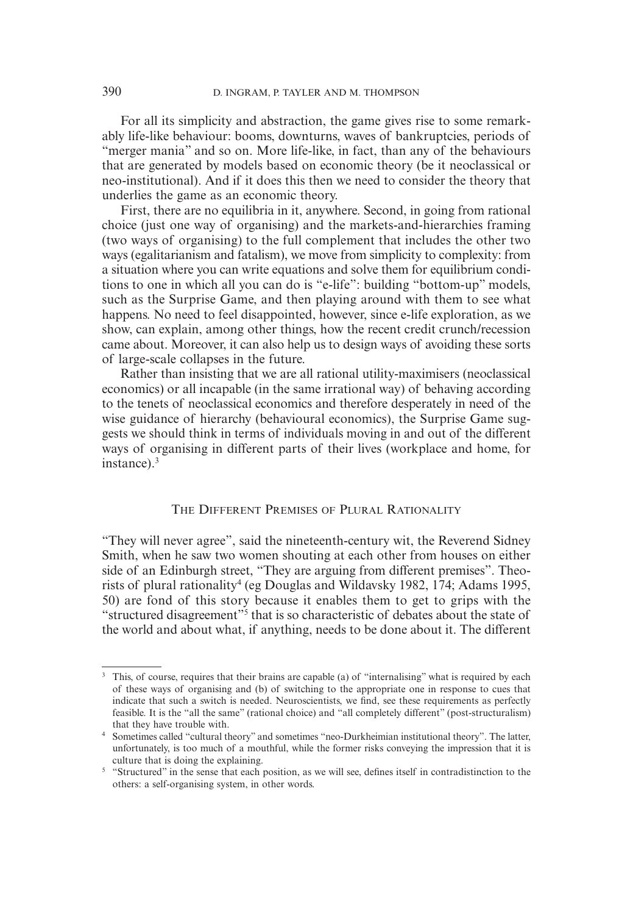For all its simplicity and abstraction, the game gives rise to some remarkably life-like behaviour: booms, downturns, waves of bankruptcies, periods of "merger mania" and so on. More life-like, in fact, than any of the behaviours that are generated by models based on economic theory (be it neoclassical or neo-institutional). And if it does this then we need to consider the theory that underlies the game as an economic theory.

First, there are no equilibria in it, anywhere. Second, in going from rational choice (just one way of organising) and the markets-and-hierarchies framing (two ways of organising) to the full complement that includes the other two ways (egalitarianism and fatalism), we move from simplicity to complexity: from a situation where you can write equations and solve them for equilibrium conditions to one in which all you can do is "e-life": building "bottom-up" models, such as the Surprise Game, and then playing around with them to see what happens. No need to feel disappointed, however, since e-life exploration, as we show, can explain, among other things, how the recent credit crunch/recession came about. Moreover, it can also help us to design ways of avoiding these sorts of large-scale collapses in the future.

Rather than insisting that we are all rational utility-maximisers (neoclassical economics) or all incapable (in the same irrational way) of behaving according to the tenets of neoclassical economics and therefore desperately in need of the wise guidance of hierarchy (behavioural economics), the Surprise Game suggests we should think in terms of individuals moving in and out of the different ways of organising in different parts of their lives (workplace and home, for instance).[3]

## The Different Premises of Plural Rationality

"They will never agree", said the nineteenth-century wit, the Reverend Sidney Smith, when he saw two women shouting at each other from houses on either side of an Edinburgh street, "They are arguing from different premises". Theorists of plural rationality[4] (eg Douglas and Wildavsky 1982, 174; Adams 1995, 50) are fond of this story because it enables them to get to grips with the "structured disagreement"[5] that is so characteristic of debates about the state of the world and about what, if anything, needs to be done about it. The different

---

[3] This, of course, requires that their brains are capable (a) of "internalising" what is required by each of these ways of organising and (b) of switching to the appropriate one in response to cues that indicate that such a switch is needed. Neuroscientists, we find, see these requirements as perfectly feasible. It is the "all the same" (rational choice) and "all completely different" (post-structuralism) that they have trouble with.

[4] Sometimes called "cultural theory" and sometimes "neo-Durkheimian institutional theory". The latter, unfortunately, is too much of a mouthful, while the former risks conveying the impression that it is culture that is doing the explaining.

[5] "Structured" in the sense that each position, as we will see, defines itself in contradistinction to the others: a self-organising system, in other words.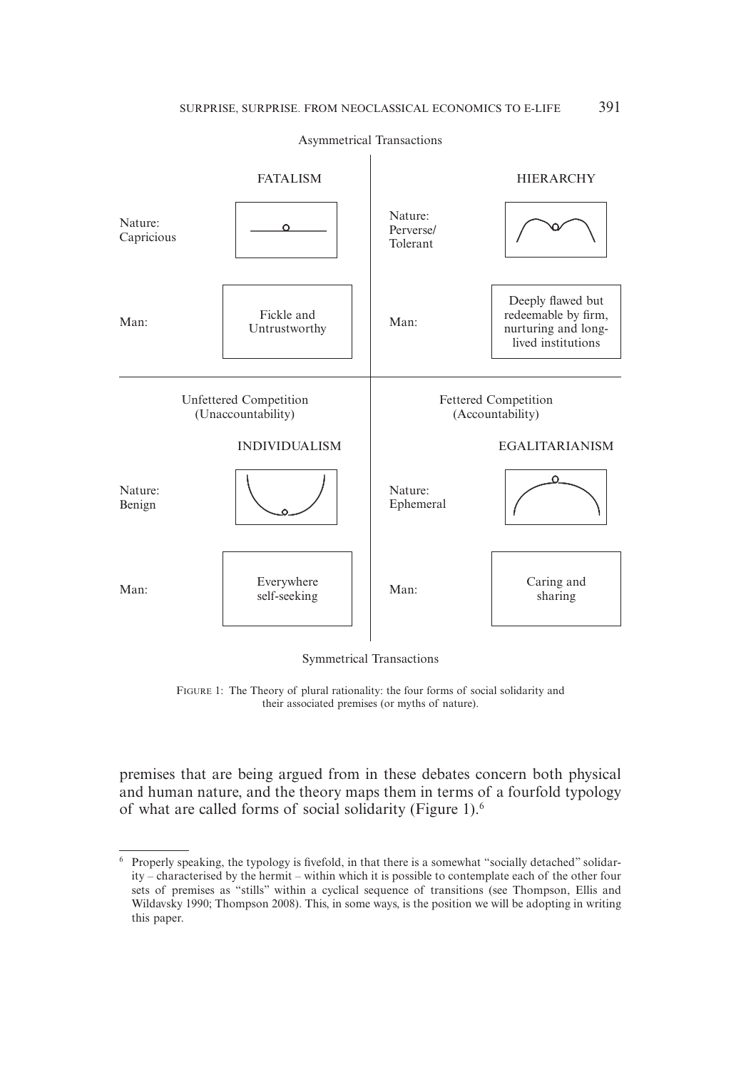Asymmetrical Transactions

| FATALISM | | HIERARCHY | |
|---|---|---|---|
| Nature: Capricious | | Nature: Perverse/ Tolerant | |
| Man: | Fickle and Untrustworthy | Man: | Deeply flawed but redeemable by firm, nurturing and long-lived institutions |

Unfettered Competition (Unaccountability) | Fettered Competition (Accountability)

| INDIVIDUALISM | | EGALITARIANISM | |
|---|---|---|---|
| Nature: Benign | | Nature: Ephemeral | |
| Man: | Everywhere self-seeking | Man: | Caring and sharing |

Symmetrical Transactions

FIGURE 1: The Theory of plural rationality: the four forms of social solidarity and their associated premises (or myths of nature).

premises that are being argued from in these debates concern both physical and human nature, and the theory maps them in terms of a fourfold typology of what are called forms of social solidarity (Figure 1).[6]

[6] Properly speaking, the typology is fivefold, in that there is a somewhat "socially detached" solidarity – characterised by the hermit – within which it is possible to contemplate each of the other four sets of premises as "stills" within a cyclical sequence of transitions (see Thompson, Ellis and Wildavsky 1990; Thompson 2008). This, in some ways, is the position we will be adopting in writing this paper.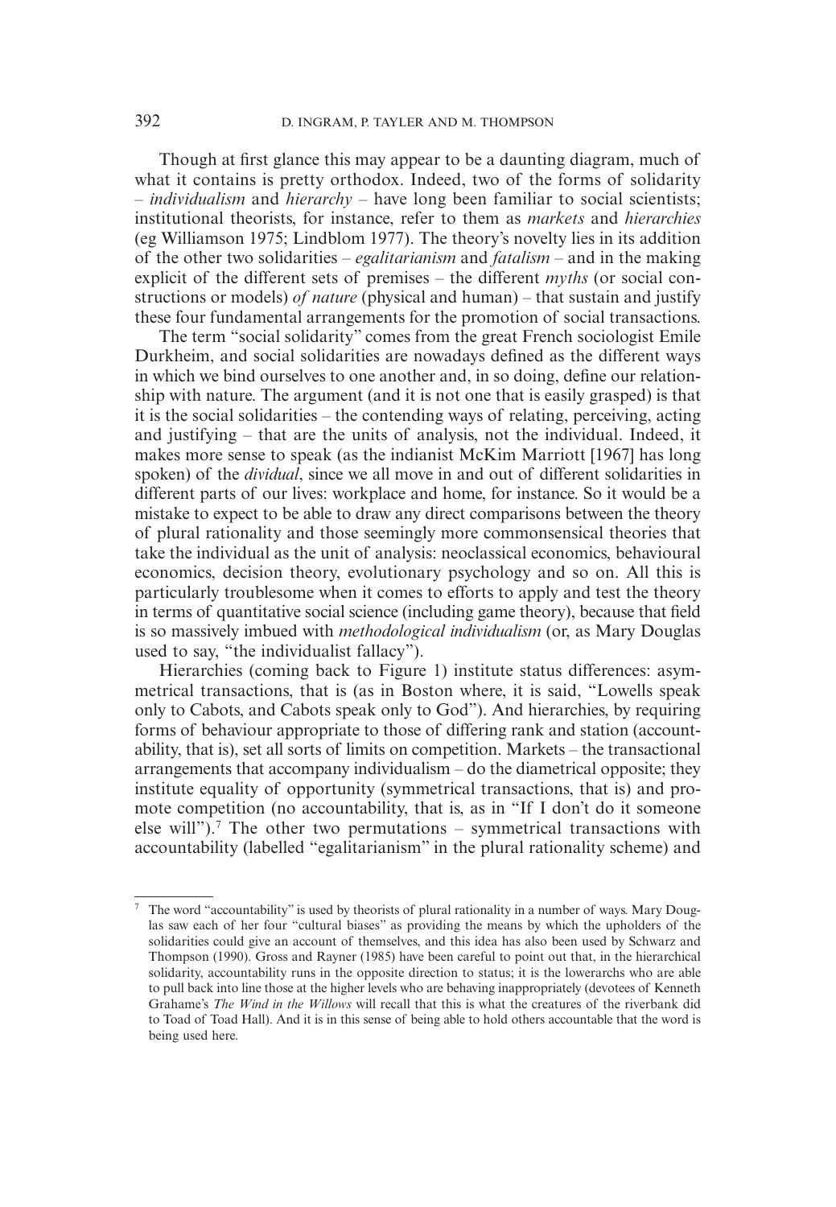Though at first glance this may appear to be a daunting diagram, much of what it contains is pretty orthodox. Indeed, two of the forms of solidarity – *individualism* and *hierarchy* – have long been familiar to social scientists; institutional theorists, for instance, refer to them as *markets* and *hierarchies* (eg Williamson 1975; Lindblom 1977). The theory's novelty lies in its addition of the other two solidarities – *egalitarianism* and *fatalism* – and in the making explicit of the different sets of premises – the different *myths* (or social constructions or models) *of nature* (physical and human) – that sustain and justify these four fundamental arrangements for the promotion of social transactions.

The term "social solidarity" comes from the great French sociologist Emile Durkheim, and social solidarities are nowadays defined as the different ways in which we bind ourselves to one another and, in so doing, define our relationship with nature. The argument (and it is not one that is easily grasped) is that it is the social solidarities – the contending ways of relating, perceiving, acting and justifying – that are the units of analysis, not the individual. Indeed, it makes more sense to speak (as the indianist McKim Marriott [1967] has long spoken) of the *dividual*, since we all move in and out of different solidarities in different parts of our lives: workplace and home, for instance. So it would be a mistake to expect to be able to draw any direct comparisons between the theory of plural rationality and those seemingly more commonsensical theories that take the individual as the unit of analysis: neoclassical economics, behavioural economics, decision theory, evolutionary psychology and so on. All this is particularly troublesome when it comes to efforts to apply and test the theory in terms of quantitative social science (including game theory), because that field is so massively imbued with *methodological individualism* (or, as Mary Douglas used to say, "the individualist fallacy").

Hierarchies (coming back to Figure 1) institute status differences: asymmetrical transactions, that is (as in Boston where, it is said, "Lowells speak only to Cabots, and Cabots speak only to God"). And hierarchies, by requiring forms of behaviour appropriate to those of differing rank and station (accountability, that is), set all sorts of limits on competition. Markets – the transactional arrangements that accompany individualism – do the diametrical opposite; they institute equality of opportunity (symmetrical transactions, that is) and promote competition (no accountability, that is, as in "If I don't do it someone else will").[7] The other two permutations – symmetrical transactions with accountability (labelled "egalitarianism" in the plural rationality scheme) and

[7] The word "accountability" is used by theorists of plural rationality in a number of ways. Mary Douglas saw each of her four "cultural biases" as providing the means by which the upholders of the solidarities could give an account of themselves, and this idea has also been used by Schwarz and Thompson (1990). Gross and Rayner (1985) have been careful to point out that, in the hierarchical solidarity, accountability runs in the opposite direction to status; it is the lowerarchs who are able to pull back into line those at the higher levels who are behaving inappropriately (devotees of Kenneth Grahame's *The Wind in the Willows* will recall that this is what the creatures of the riverbank did to Toad of Toad Hall). And it is in this sense of being able to hold others accountable that the word is being used here.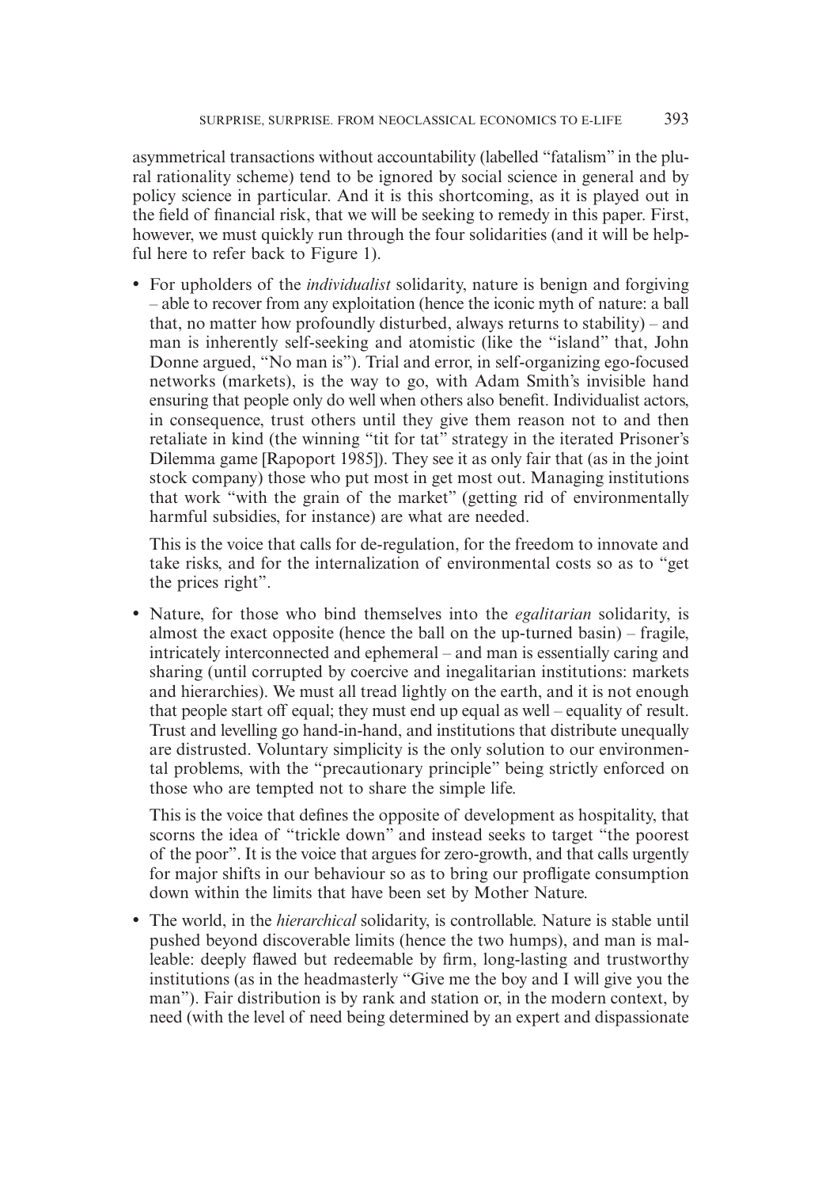asymmetrical transactions without accountability (labelled "fatalism" in the plural rationality scheme) tend to be ignored by social science in general and by policy science in particular. And it is this shortcoming, as it is played out in the field of financial risk, that we will be seeking to remedy in this paper. First, however, we must quickly run through the four solidarities (and it will be helpful here to refer back to Figure 1).

- For upholders of the *individualist* solidarity, nature is benign and forgiving – able to recover from any exploitation (hence the iconic myth of nature: a ball that, no matter how profoundly disturbed, always returns to stability) – and man is inherently self-seeking and atomistic (like the "island" that, John Donne argued, "No man is"). Trial and error, in self-organizing ego-focused networks (markets), is the way to go, with Adam Smith's invisible hand ensuring that people only do well when others also benefit. Individualist actors, in consequence, trust others until they give them reason not to and then retaliate in kind (the winning "tit for tat" strategy in the iterated Prisoner's Dilemma game [Rapoport 1985]). They see it as only fair that (as in the joint stock company) those who put most in get most out. Managing institutions that work "with the grain of the market" (getting rid of environmentally harmful subsidies, for instance) are what are needed.

  This is the voice that calls for de-regulation, for the freedom to innovate and take risks, and for the internalization of environmental costs so as to "get the prices right".

- Nature, for those who bind themselves into the *egalitarian* solidarity, is almost the exact opposite (hence the ball on the up-turned basin) – fragile, intricately interconnected and ephemeral – and man is essentially caring and sharing (until corrupted by coercive and inegalitarian institutions: markets and hierarchies). We must all tread lightly on the earth, and it is not enough that people start off equal; they must end up equal as well – equality of result. Trust and levelling go hand-in-hand, and institutions that distribute unequally are distrusted. Voluntary simplicity is the only solution to our environmental problems, with the "precautionary principle" being strictly enforced on those who are tempted not to share the simple life.

  This is the voice that defines the opposite of development as hospitality, that scorns the idea of "trickle down" and instead seeks to target "the poorest of the poor". It is the voice that argues for zero-growth, and that calls urgently for major shifts in our behaviour so as to bring our profligate consumption down within the limits that have been set by Mother Nature.

- The world, in the *hierarchical* solidarity, is controllable. Nature is stable until pushed beyond discoverable limits (hence the two humps), and man is malleable: deeply flawed but redeemable by firm, long-lasting and trustworthy institutions (as in the headmasterly "Give me the boy and I will give you the man"). Fair distribution is by rank and station or, in the modern context, by need (with the level of need being determined by an expert and dispassionate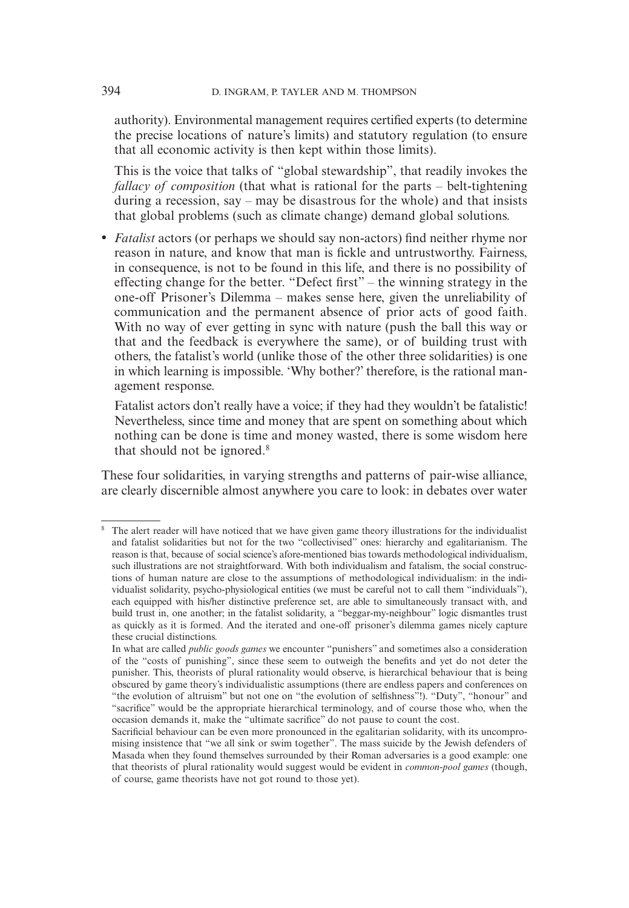authority). Environmental management requires certified experts (to determine the precise locations of nature's limits) and statutory regulation (to ensure that all economic activity is then kept within those limits).

This is the voice that talks of "global stewardship", that readily invokes the *fallacy of composition* (that what is rational for the parts – belt-tightening during a recession, say – may be disastrous for the whole) and that insists that global problems (such as climate change) demand global solutions.

- *Fatalist* actors (or perhaps we should say non-actors) find neither rhyme nor reason in nature, and know that man is fickle and untrustworthy. Fairness, in consequence, is not to be found in this life, and there is no possibility of effecting change for the better. "Defect first" – the winning strategy in the one-off Prisoner's Dilemma – makes sense here, given the unreliability of communication and the permanent absence of prior acts of good faith. With no way of ever getting in sync with nature (push the ball this way or that and the feedback is everywhere the same), or of building trust with others, the fatalist's world (unlike those of the other three solidarities) is one in which learning is impossible. 'Why bother?' therefore, is the rational management response.

  Fatalist actors don't really have a voice; if they had they wouldn't be fatalistic! Nevertheless, since time and money that are spent on something about which nothing can be done is time and money wasted, there is some wisdom here that should not be ignored.[8]

These four solidarities, in varying strengths and patterns of pair-wise alliance, are clearly discernible almost anywhere you care to look: in debates over water

---

[8] The alert reader will have noticed that we have given game theory illustrations for the individualist and fatalist solidarities but not for the two "collectivised" ones: hierarchy and egalitarianism. The reason is that, because of social science's afore-mentioned bias towards methodological individualism, such illustrations are not straightforward. With both individualism and fatalism, the social constructions of human nature are close to the assumptions of methodological individualism: in the individualist solidarity, psycho-physiological entities (we must be careful not to call them "individuals"), each equipped with his/her distinctive preference set, are able to simultaneously transact with, and build trust in, one another; in the fatalist solidarity, a "beggar-my-neighbour" logic dismantles trust as quickly as it is formed. And the iterated and one-off prisoner's dilemma games nicely capture these crucial distinctions.

In what are called *public goods games* we encounter "punishers" and sometimes also a consideration of the "costs of punishing", since these seem to outweigh the benefits and yet do not deter the punisher. This, theorists of plural rationality would observe, is hierarchical behaviour that is being obscured by game theory's individualistic assumptions (there are endless papers and conferences on "the evolution of altruism" but not one on "the evolution of selfishness"!). "Duty", "honour" and "sacrifice" would be the appropriate hierarchical terminology, and of course those who, when the occasion demands it, make the "ultimate sacrifice" do not pause to count the cost.

Sacrificial behaviour can be even more pronounced in the egalitarian solidarity, with its uncompromising insistence that "we all sink or swim together". The mass suicide by the Jewish defenders of Masada when they found themselves surrounded by their Roman adversaries is a good example: one that theorists of plural rationality would suggest would be evident in *common-pool games* (though, of course, game theorists have not got round to those yet).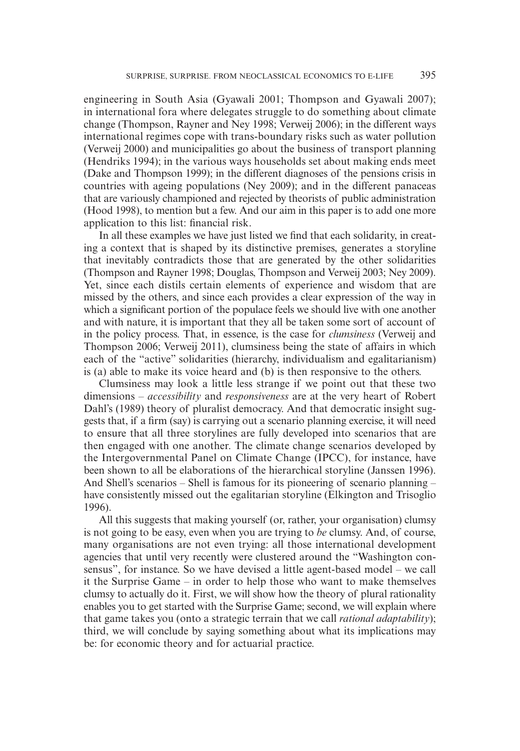engineering in South Asia (Gyawali 2001; Thompson and Gyawali 2007); in international fora where delegates struggle to do something about climate change (Thompson, Rayner and Ney 1998; Verweij 2006); in the different ways international regimes cope with trans-boundary risks such as water pollution (Verweij 2000) and municipalities go about the business of transport planning (Hendriks 1994); in the various ways households set about making ends meet (Dake and Thompson 1999); in the different diagnoses of the pensions crisis in countries with ageing populations (Ney 2009); and in the different panaceas that are variously championed and rejected by theorists of public administration (Hood 1998), to mention but a few. And our aim in this paper is to add one more application to this list: financial risk.

In all these examples we have just listed we find that each solidarity, in creating a context that is shaped by its distinctive premises, generates a storyline that inevitably contradicts those that are generated by the other solidarities (Thompson and Rayner 1998; Douglas, Thompson and Verweij 2003; Ney 2009). Yet, since each distils certain elements of experience and wisdom that are missed by the others, and since each provides a clear expression of the way in which a significant portion of the populace feels we should live with one another and with nature, it is important that they all be taken some sort of account of in the policy process. That, in essence, is the case for *clumsiness* (Verweij and Thompson 2006; Verweij 2011), clumsiness being the state of affairs in which each of the "active" solidarities (hierarchy, individualism and egalitarianism) is (a) able to make its voice heard and (b) is then responsive to the others.

Clumsiness may look a little less strange if we point out that these two dimensions – *accessibility* and *responsiveness* are at the very heart of Robert Dahl's (1989) theory of pluralist democracy. And that democratic insight suggests that, if a firm (say) is carrying out a scenario planning exercise, it will need to ensure that all three storylines are fully developed into scenarios that are then engaged with one another. The climate change scenarios developed by the Intergovernmental Panel on Climate Change (IPCC), for instance, have been shown to all be elaborations of the hierarchical storyline (Janssen 1996). And Shell's scenarios – Shell is famous for its pioneering of scenario planning – have consistently missed out the egalitarian storyline (Elkington and Trisoglio 1996).

All this suggests that making yourself (or, rather, your organisation) clumsy is not going to be easy, even when you are trying to *be* clumsy. And, of course, many organisations are not even trying: all those international development agencies that until very recently were clustered around the "Washington consensus", for instance. So we have devised a little agent-based model – we call it the Surprise Game – in order to help those who want to make themselves clumsy to actually do it. First, we will show how the theory of plural rationality enables you to get started with the Surprise Game; second, we will explain where that game takes you (onto a strategic terrain that we call *rational adaptability*); third, we will conclude by saying something about what its implications may be: for economic theory and for actuarial practice.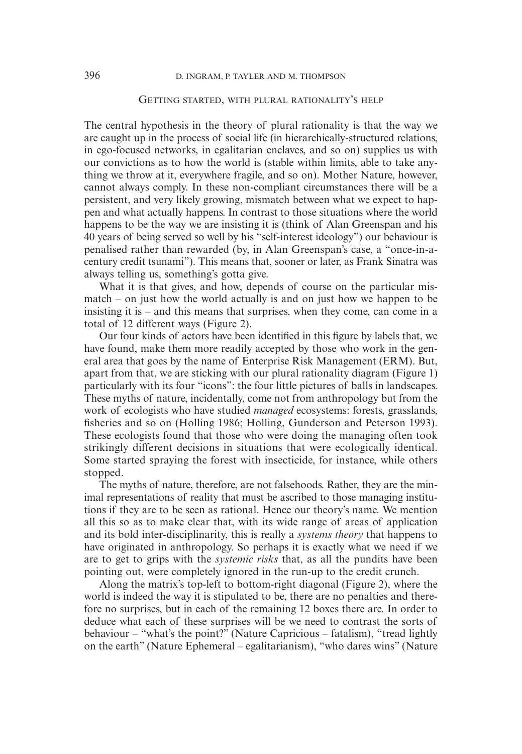## Getting started, with plural rationality's help

The central hypothesis in the theory of plural rationality is that the way we are caught up in the process of social life (in hierarchically-structured relations, in ego-focused networks, in egalitarian enclaves, and so on) supplies us with our convictions as to how the world is (stable within limits, able to take anything we throw at it, everywhere fragile, and so on). Mother Nature, however, cannot always comply. In these non-compliant circumstances there will be a persistent, and very likely growing, mismatch between what we expect to happen and what actually happens. In contrast to those situations where the world happens to be the way we are insisting it is (think of Alan Greenspan and his 40 years of being served so well by his "self-interest ideology") our behaviour is penalised rather than rewarded (by, in Alan Greenspan's case, a "once-in-a-century credit tsunami"). This means that, sooner or later, as Frank Sinatra was always telling us, something's gotta give.

What it is that gives, and how, depends of course on the particular mismatch – on just how the world actually is and on just how we happen to be insisting it is – and this means that surprises, when they come, can come in a total of 12 different ways (Figure 2).

Our four kinds of actors have been identified in this figure by labels that, we have found, make them more readily accepted by those who work in the general area that goes by the name of Enterprise Risk Management (ERM). But, apart from that, we are sticking with our plural rationality diagram (Figure 1) particularly with its four "icons": the four little pictures of balls in landscapes. These myths of nature, incidentally, come not from anthropology but from the work of ecologists who have studied *managed* ecosystems: forests, grasslands, fisheries and so on (Holling 1986; Holling, Gunderson and Peterson 1993). These ecologists found that those who were doing the managing often took strikingly different decisions in situations that were ecologically identical. Some started spraying the forest with insecticide, for instance, while others stopped.

The myths of nature, therefore, are not falsehoods. Rather, they are the minimal representations of reality that must be ascribed to those managing institutions if they are to be seen as rational. Hence our theory's name. We mention all this so as to make clear that, with its wide range of areas of application and its bold inter-disciplinarity, this is really a *systems theory* that happens to have originated in anthropology. So perhaps it is exactly what we need if we are to get to grips with the *systemic risks* that, as all the pundits have been pointing out, were completely ignored in the run-up to the credit crunch.

Along the matrix's top-left to bottom-right diagonal (Figure 2), where the world is indeed the way it is stipulated to be, there are no penalties and therefore no surprises, but in each of the remaining 12 boxes there are. In order to deduce what each of these surprises will be we need to contrast the sorts of behaviour – "what's the point?" (Nature Capricious – fatalism), "tread lightly on the earth" (Nature Ephemeral – egalitarianism), "who dares wins" (Nature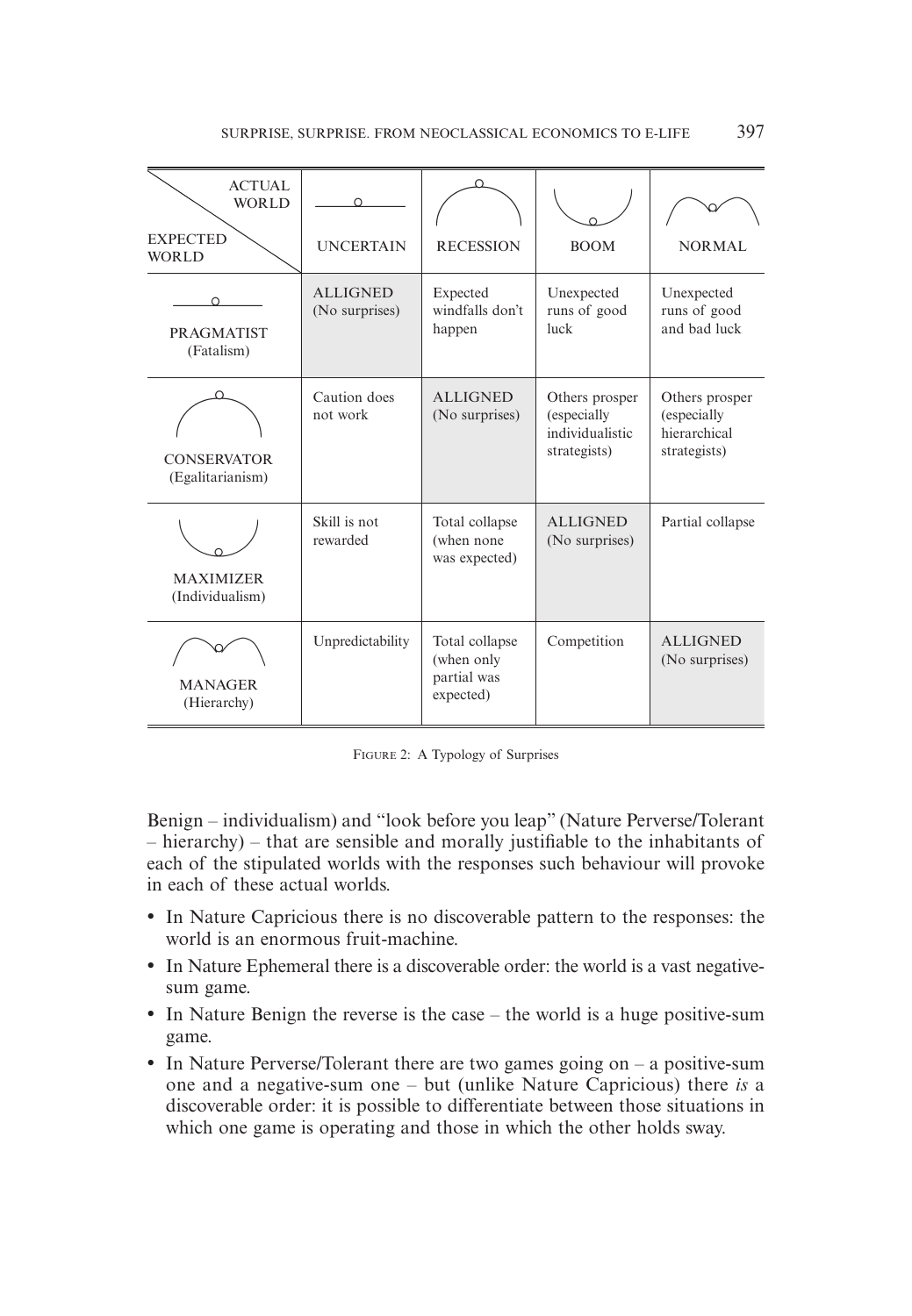| ACTUAL WORLD / EXPECTED WORLD | UNCERTAIN | RECESSION | BOOM | NORMAL |
|---|---|---|---|---|
| PRAGMATIST (Fatalism) | ALLIGNED (No surprises) | Expected windfalls don't happen | Unexpected runs of good luck | Unexpected runs of good and bad luck |
| CONSERVATOR (Egalitarianism) | Caution does not work | ALLIGNED (No surprises) | Others prosper (especially individualistic strategists) | Others prosper (especially hierarchical strategists) |
| MAXIMIZER (Individualism) | Skill is not rewarded | Total collapse (when none was expected) | ALLIGNED (No surprises) | Partial collapse |
| MANAGER (Hierarchy) | Unpredictability | Total collapse (when only partial was expected) | Competition | ALLIGNED (No surprises) |

FIGURE 2: A Typology of Surprises

Benign – individualism) and "look before you leap" (Nature Perverse/Tolerant – hierarchy) – that are sensible and morally justifiable to the inhabitants of each of the stipulated worlds with the responses such behaviour will provoke in each of these actual worlds.

- In Nature Capricious there is no discoverable pattern to the responses: the world is an enormous fruit-machine.
- In Nature Ephemeral there is a discoverable order: the world is a vast negative-sum game.
- In Nature Benign the reverse is the case – the world is a huge positive-sum game.
- In Nature Perverse/Tolerant there are two games going on – a positive-sum one and a negative-sum one – but (unlike Nature Capricious) there *is* a discoverable order: it is possible to differentiate between those situations in which one game is operating and those in which the other holds sway.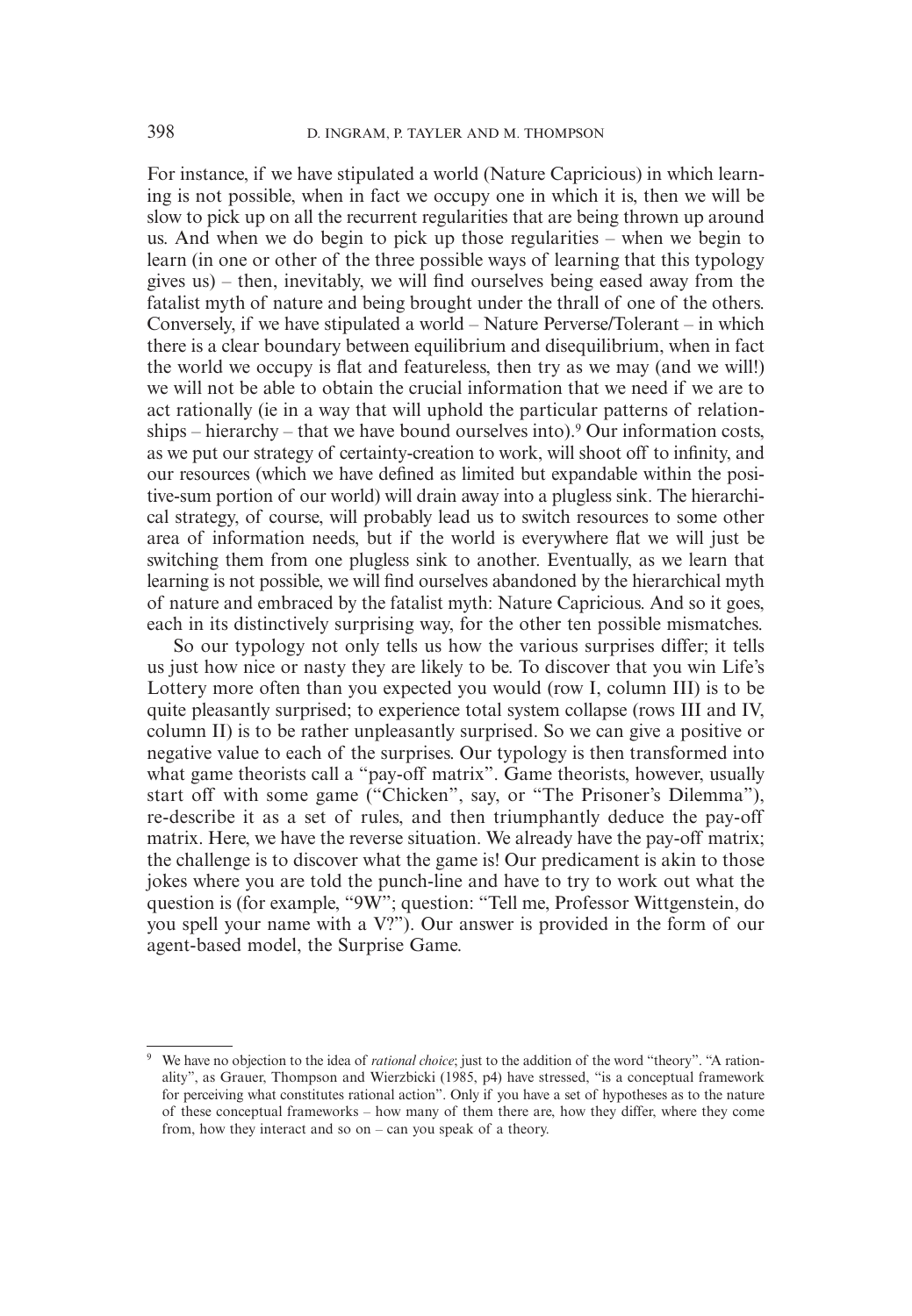For instance, if we have stipulated a world (Nature Capricious) in which learning is not possible, when in fact we occupy one in which it is, then we will be slow to pick up on all the recurrent regularities that are being thrown up around us. And when we do begin to pick up those regularities – when we begin to learn (in one or other of the three possible ways of learning that this typology gives us) – then, inevitably, we will find ourselves being eased away from the fatalist myth of nature and being brought under the thrall of one of the others. Conversely, if we have stipulated a world – Nature Perverse/Tolerant – in which there is a clear boundary between equilibrium and disequilibrium, when in fact the world we occupy is flat and featureless, then try as we may (and we will!) we will not be able to obtain the crucial information that we need if we are to act rationally (ie in a way that will uphold the particular patterns of relationships – hierarchy – that we have bound ourselves into).[9] Our information costs, as we put our strategy of certainty-creation to work, will shoot off to infinity, and our resources (which we have defined as limited but expandable within the positive-sum portion of our world) will drain away into a plugless sink. The hierarchical strategy, of course, will probably lead us to switch resources to some other area of information needs, but if the world is everywhere flat we will just be switching them from one plugless sink to another. Eventually, as we learn that learning is not possible, we will find ourselves abandoned by the hierarchical myth of nature and embraced by the fatalist myth: Nature Capricious. And so it goes, each in its distinctively surprising way, for the other ten possible mismatches.

So our typology not only tells us how the various surprises differ; it tells us just how nice or nasty they are likely to be. To discover that you win Life's Lottery more often than you expected you would (row I, column III) is to be quite pleasantly surprised; to experience total system collapse (rows III and IV, column II) is to be rather unpleasantly surprised. So we can give a positive or negative value to each of the surprises. Our typology is then transformed into what game theorists call a "pay-off matrix". Game theorists, however, usually start off with some game ("Chicken", say, or "The Prisoner's Dilemma"), re-describe it as a set of rules, and then triumphantly deduce the pay-off matrix. Here, we have the reverse situation. We already have the pay-off matrix; the challenge is to discover what the game is! Our predicament is akin to those jokes where you are told the punch-line and have to try to work out what the question is (for example, "9W"; question: "Tell me, Professor Wittgenstein, do you spell your name with a V?"). Our answer is provided in the form of our agent-based model, the Surprise Game.

---

[9] We have no objection to the idea of *rational choice*; just to the addition of the word "theory". "A rationality", as Grauer, Thompson and Wierzbicki (1985, p4) have stressed, "is a conceptual framework for perceiving what constitutes rational action". Only if you have a set of hypotheses as to the nature of these conceptual frameworks – how many of them there are, how they differ, where they come from, how they interact and so on – can you speak of a theory.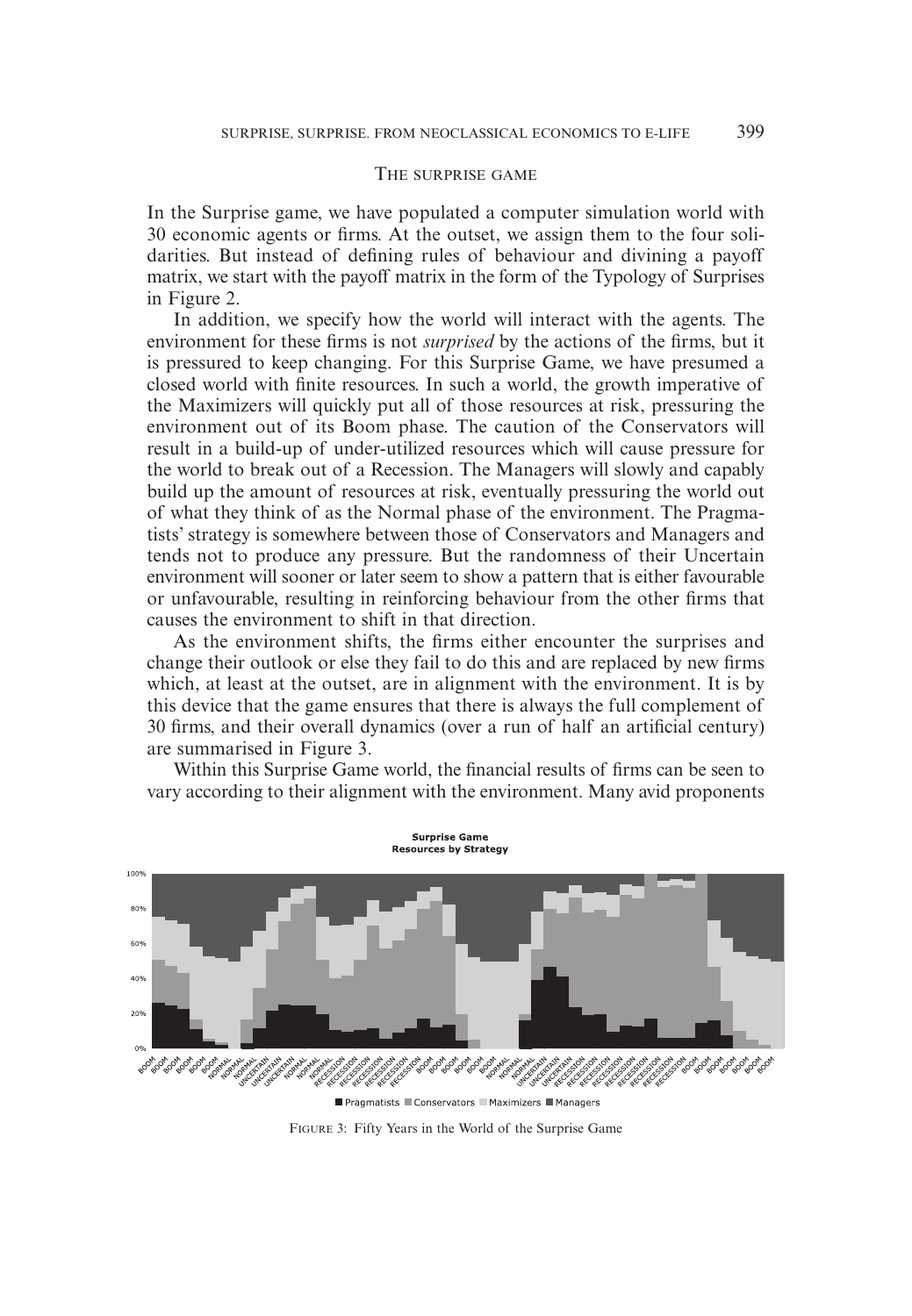## The surprise game

In the Surprise game, we have populated a computer simulation world with 30 economic agents or firms. At the outset, we assign them to the four solidarities. But instead of defining rules of behaviour and divining a payoff matrix, we start with the payoff matrix in the form of the Typology of Surprises in Figure 2.

In addition, we specify how the world will interact with the agents. The environment for these firms is not *surprised* by the actions of the firms, but it is pressured to keep changing. For this Surprise Game, we have presumed a closed world with finite resources. In such a world, the growth imperative of the Maximizers will quickly put all of those resources at risk, pressuring the environment out of its Boom phase. The caution of the Conservators will result in a build-up of under-utilized resources which will cause pressure for the world to break out of a Recession. The Managers will slowly and capably build up the amount of resources at risk, eventually pressuring the world out of what they think of as the Normal phase of the environment. The Pragmatists' strategy is somewhere between those of Conservators and Managers and tends not to produce any pressure. But the randomness of their Uncertain environment will sooner or later seem to show a pattern that is either favourable or unfavourable, resulting in reinforcing behaviour from the other firms that causes the environment to shift in that direction.

As the environment shifts, the firms either encounter the surprises and change their outlook or else they fail to do this and are replaced by new firms which, at least at the outset, are in alignment with the environment. It is by this device that the game ensures that there is always the full complement of 30 firms, and their overall dynamics (over a run of half an artificial century) are summarised in Figure 3.

Within this Surprise Game world, the financial results of firms can be seen to vary according to their alignment with the environment. Many avid proponents

FIGURE 3: Fifty Years in the World of the Surprise Game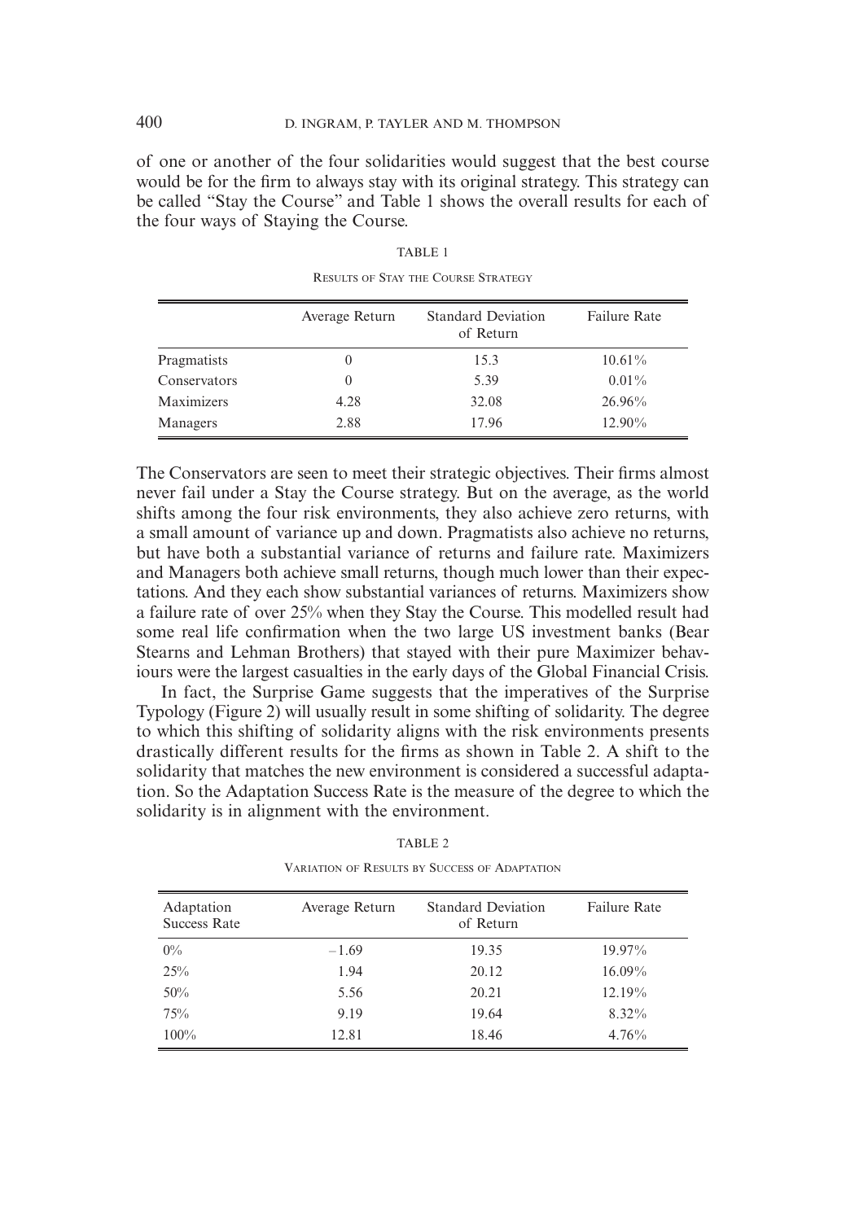of one or another of the four solidarities would suggest that the best course would be for the firm to always stay with its original strategy. This strategy can be called "Stay the Course" and Table 1 shows the overall results for each of the four ways of Staying the Course.

TABLE 1

RESULTS OF STAY THE COURSE STRATEGY

| | Average Return | Standard Deviation of Return | Failure Rate |
|---|---|---|---|
| Pragmatists | 0 | 15.3 | 10.61% |
| Conservators | 0 | 5.39 | 0.01% |
| Maximizers | 4.28 | 32.08 | 26.96% |
| Managers | 2.88 | 17.96 | 12.90% |

The Conservators are seen to meet their strategic objectives. Their firms almost never fail under a Stay the Course strategy. But on the average, as the world shifts among the four risk environments, they also achieve zero returns, with a small amount of variance up and down. Pragmatists also achieve no returns, but have both a substantial variance of returns and failure rate. Maximizers and Managers both achieve small returns, though much lower than their expectations. And they each show substantial variances of returns. Maximizers show a failure rate of over 25% when they Stay the Course. This modelled result had some real life confirmation when the two large US investment banks (Bear Stearns and Lehman Brothers) that stayed with their pure Maximizer behaviours were the largest casualties in the early days of the Global Financial Crisis.

In fact, the Surprise Game suggests that the imperatives of the Surprise Typology (Figure 2) will usually result in some shifting of solidarity. The degree to which this shifting of solidarity aligns with the risk environments presents drastically different results for the firms as shown in Table 2. A shift to the solidarity that matches the new environment is considered a successful adaptation. So the Adaptation Success Rate is the measure of the degree to which the solidarity is in alignment with the environment.

TABLE 2

VARIATION OF RESULTS BY SUCCESS OF ADAPTATION

| Adaptation Success Rate | Average Return | Standard Deviation of Return | Failure Rate |
|---|---|---|---|
| 0% | −1.69 | 19.35 | 19.97% |
| 25% | 1.94 | 20.12 | 16.09% |
| 50% | 5.56 | 20.21 | 12.19% |
| 75% | 9.19 | 19.64 | 8.32% |
| 100% | 12.81 | 18.46 | 4.76% |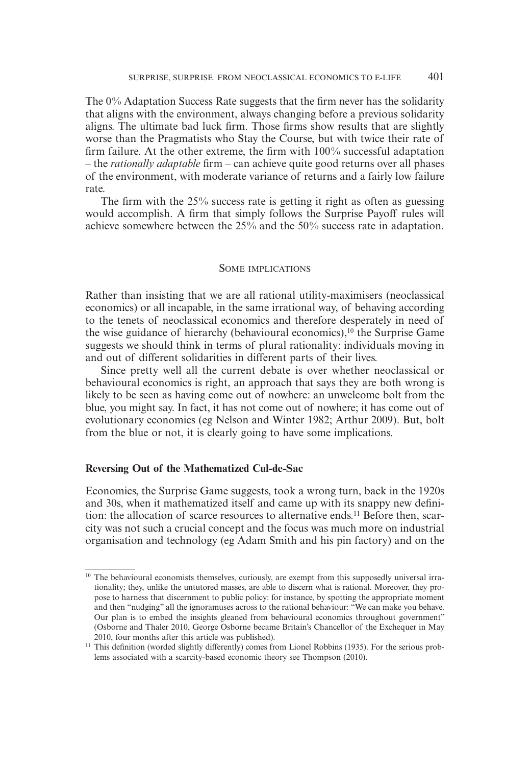The 0% Adaptation Success Rate suggests that the firm never has the solidarity that aligns with the environment, always changing before a previous solidarity aligns. The ultimate bad luck firm. Those firms show results that are slightly worse than the Pragmatists who Stay the Course, but with twice their rate of firm failure. At the other extreme, the firm with 100% successful adaptation – the *rationally adaptable* firm – can achieve quite good returns over all phases of the environment, with moderate variance of returns and a fairly low failure rate.

The firm with the 25% success rate is getting it right as often as guessing would accomplish. A firm that simply follows the Surprise Payoff rules will achieve somewhere between the 25% and the 50% success rate in adaptation.

## Some implications

Rather than insisting that we are all rational utility-maximisers (neoclassical economics) or all incapable, in the same irrational way, of behaving according to the tenets of neoclassical economics and therefore desperately in need of the wise guidance of hierarchy (behavioural economics),[10] the Surprise Game suggests we should think in terms of plural rationality: individuals moving in and out of different solidarities in different parts of their lives.

Since pretty well all the current debate is over whether neoclassical or behavioural economics is right, an approach that says they are both wrong is likely to be seen as having come out of nowhere: an unwelcome bolt from the blue, you might say. In fact, it has not come out of nowhere; it has come out of evolutionary economics (eg Nelson and Winter 1982; Arthur 2009). But, bolt from the blue or not, it is clearly going to have some implications.

### Reversing Out of the Mathematized Cul-de-Sac

Economics, the Surprise Game suggests, took a wrong turn, back in the 1920s and 30s, when it mathematized itself and came up with its snappy new definition: the allocation of scarce resources to alternative ends.[11] Before then, scarcity was not such a crucial concept and the focus was much more on industrial organisation and technology (eg Adam Smith and his pin factory) and on the

[10] The behavioural economists themselves, curiously, are exempt from this supposedly universal irrationality; they, unlike the untutored masses, are able to discern what is rational. Moreover, they propose to harness that discernment to public policy: for instance, by spotting the appropriate moment and then "nudging" all the ignoramuses across to the rational behaviour: "We can make you behave. Our plan is to embed the insights gleaned from behavioural economics throughout government" (Osborne and Thaler 2010, George Osborne became Britain's Chancellor of the Exchequer in May 2010, four months after this article was published).

[11] This definition (worded slightly differently) comes from Lionel Robbins (1935). For the serious problems associated with a scarcity-based economic theory see Thompson (2010).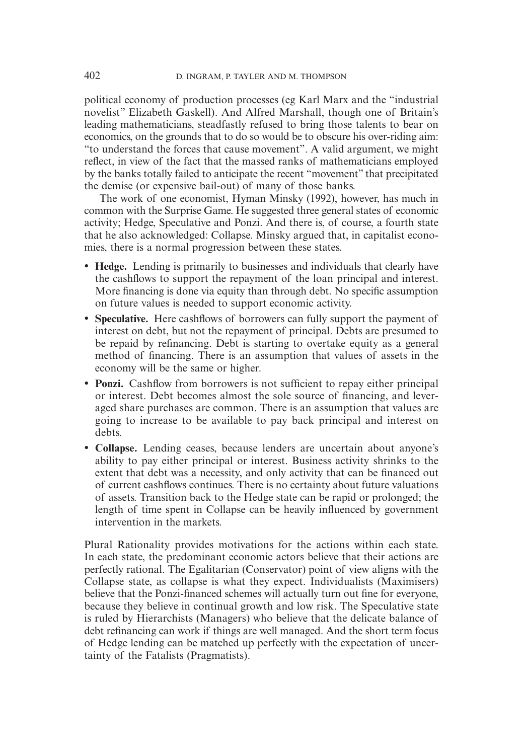political economy of production processes (eg Karl Marx and the "industrial novelist" Elizabeth Gaskell). And Alfred Marshall, though one of Britain's leading mathematicians, steadfastly refused to bring those talents to bear on economics, on the grounds that to do so would be to obscure his over-riding aim: "to understand the forces that cause movement". A valid argument, we might reflect, in view of the fact that the massed ranks of mathematicians employed by the banks totally failed to anticipate the recent "movement" that precipitated the demise (or expensive bail-out) of many of those banks.

The work of one economist, Hyman Minsky (1992), however, has much in common with the Surprise Game. He suggested three general states of economic activity; Hedge, Speculative and Ponzi. And there is, of course, a fourth state that he also acknowledged: Collapse. Minsky argued that, in capitalist economies, there is a normal progression between these states.

- **Hedge.** Lending is primarily to businesses and individuals that clearly have the cashflows to support the repayment of the loan principal and interest. More financing is done via equity than through debt. No specific assumption on future values is needed to support economic activity.
- **Speculative.** Here cashflows of borrowers can fully support the payment of interest on debt, but not the repayment of principal. Debts are presumed to be repaid by refinancing. Debt is starting to overtake equity as a general method of financing. There is an assumption that values of assets in the economy will be the same or higher.
- **Ponzi.** Cashflow from borrowers is not sufficient to repay either principal or interest. Debt becomes almost the sole source of financing, and leveraged share purchases are common. There is an assumption that values are going to increase to be available to pay back principal and interest on debts.
- **Collapse.** Lending ceases, because lenders are uncertain about anyone's ability to pay either principal or interest. Business activity shrinks to the extent that debt was a necessity, and only activity that can be financed out of current cashflows continues. There is no certainty about future valuations of assets. Transition back to the Hedge state can be rapid or prolonged; the length of time spent in Collapse can be heavily influenced by government intervention in the markets.

Plural Rationality provides motivations for the actions within each state. In each state, the predominant economic actors believe that their actions are perfectly rational. The Egalitarian (Conservator) point of view aligns with the Collapse state, as collapse is what they expect. Individualists (Maximisers) believe that the Ponzi-financed schemes will actually turn out fine for everyone, because they believe in continual growth and low risk. The Speculative state is ruled by Hierarchists (Managers) who believe that the delicate balance of debt refinancing can work if things are well managed. And the short term focus of Hedge lending can be matched up perfectly with the expectation of uncertainty of the Fatalists (Pragmatists).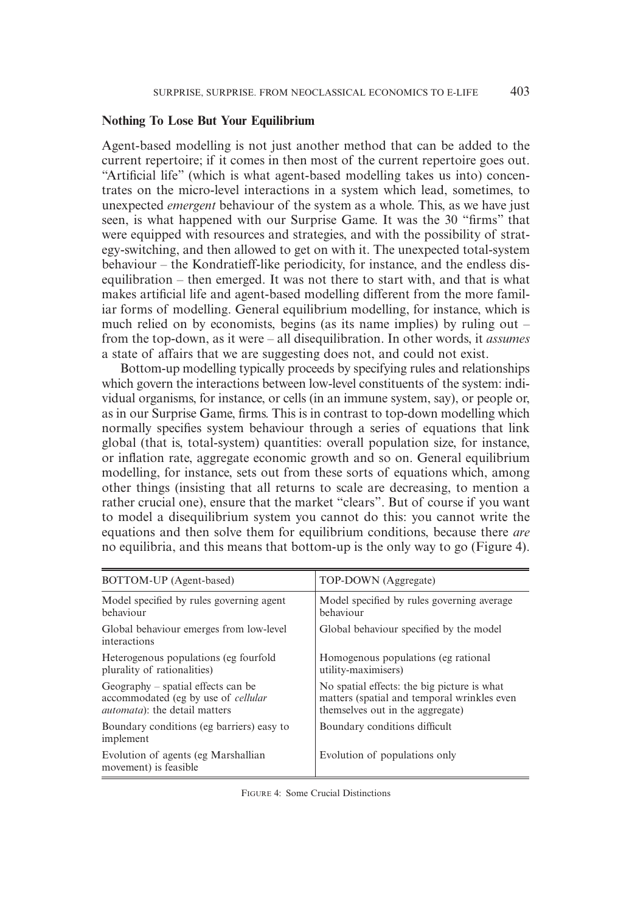## Nothing To Lose But Your Equilibrium

Agent-based modelling is not just another method that can be added to the current repertoire; if it comes in then most of the current repertoire goes out. "Artificial life" (which is what agent-based modelling takes us into) concentrates on the micro-level interactions in a system which lead, sometimes, to unexpected *emergent* behaviour of the system as a whole. This, as we have just seen, is what happened with our Surprise Game. It was the 30 "firms" that were equipped with resources and strategies, and with the possibility of strategy-switching, and then allowed to get on with it. The unexpected total-system behaviour – the Kondratieff-like periodicity, for instance, and the endless disequilibration – then emerged. It was not there to start with, and that is what makes artificial life and agent-based modelling different from the more familiar forms of modelling. General equilibrium modelling, for instance, which is much relied on by economists, begins (as its name implies) by ruling out – from the top-down, as it were – all disequilibration. In other words, it *assumes* a state of affairs that we are suggesting does not, and could not exist.

Bottom-up modelling typically proceeds by specifying rules and relationships which govern the interactions between low-level constituents of the system: individual organisms, for instance, or cells (in an immune system, say), or people or, as in our Surprise Game, firms. This is in contrast to top-down modelling which normally specifies system behaviour through a series of equations that link global (that is, total-system) quantities: overall population size, for instance, or inflation rate, aggregate economic growth and so on. General equilibrium modelling, for instance, sets out from these sorts of equations which, among other things (insisting that all returns to scale are decreasing, to mention a rather crucial one), ensure that the market "clears". But of course if you want to model a disequilibrium system you cannot do this: you cannot write the equations and then solve them for equilibrium conditions, because there *are* no equilibria, and this means that bottom-up is the only way to go (Figure 4).

| BOTTOM-UP (Agent-based) | TOP-DOWN (Aggregate) |
|---|---|
| Model specified by rules governing agent behaviour | Model specified by rules governing average behaviour |
| Global behaviour emerges from low-level interactions | Global behaviour specified by the model |
| Heterogenous populations (eg fourfold plurality of rationalities) | Homogenous populations (eg rational utility-maximisers) |
| Geography – spatial effects can be accommodated (eg by use of *cellular automata*): the detail matters | No spatial effects: the big picture is what matters (spatial and temporal wrinkles even themselves out in the aggregate) |
| Boundary conditions (eg barriers) easy to implement | Boundary conditions difficult |
| Evolution of agents (eg Marshallian movement) is feasible | Evolution of populations only |

FIGURE 4: Some Crucial Distinctions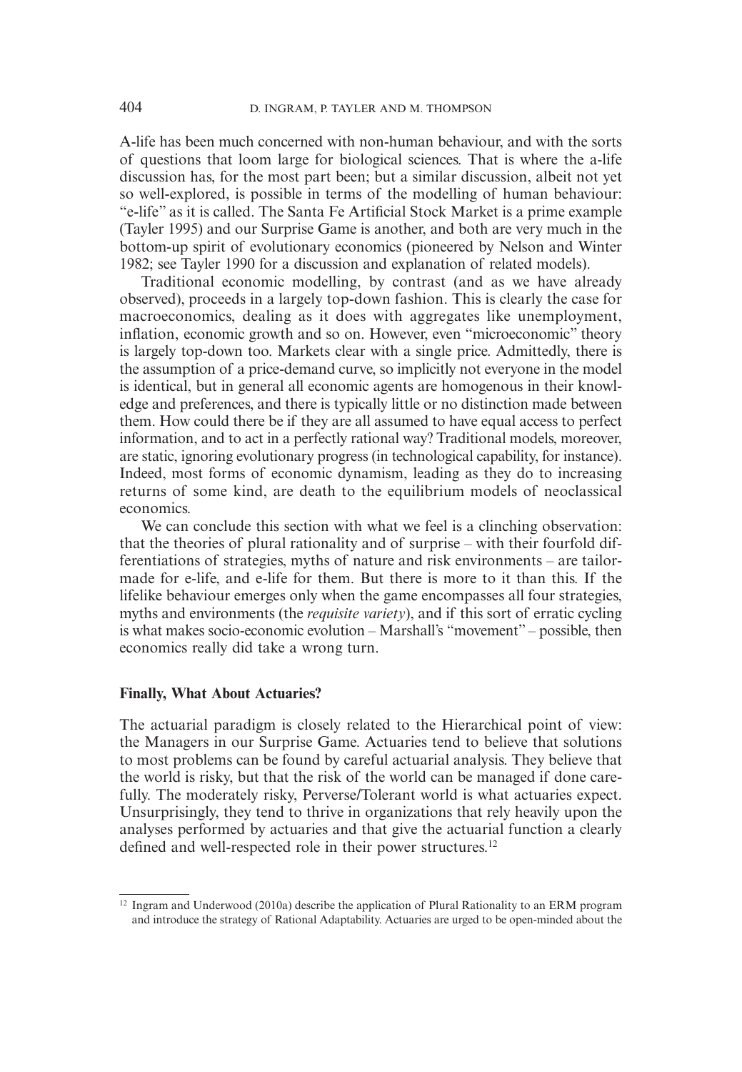A-life has been much concerned with non-human behaviour, and with the sorts of questions that loom large for biological sciences. That is where the a-life discussion has, for the most part been; but a similar discussion, albeit not yet so well-explored, is possible in terms of the modelling of human behaviour: "e-life" as it is called. The Santa Fe Artificial Stock Market is a prime example (Tayler 1995) and our Surprise Game is another, and both are very much in the bottom-up spirit of evolutionary economics (pioneered by Nelson and Winter 1982; see Tayler 1990 for a discussion and explanation of related models).

Traditional economic modelling, by contrast (and as we have already observed), proceeds in a largely top-down fashion. This is clearly the case for macroeconomics, dealing as it does with aggregates like unemployment, inflation, economic growth and so on. However, even "microeconomic" theory is largely top-down too. Markets clear with a single price. Admittedly, there is the assumption of a price-demand curve, so implicitly not everyone in the model is identical, but in general all economic agents are homogenous in their knowledge and preferences, and there is typically little or no distinction made between them. How could there be if they are all assumed to have equal access to perfect information, and to act in a perfectly rational way? Traditional models, moreover, are static, ignoring evolutionary progress (in technological capability, for instance). Indeed, most forms of economic dynamism, leading as they do to increasing returns of some kind, are death to the equilibrium models of neoclassical economics.

We can conclude this section with what we feel is a clinching observation: that the theories of plural rationality and of surprise – with their fourfold differentiations of strategies, myths of nature and risk environments – are tailor-made for e-life, and e-life for them. But there is more to it than this. If the lifelike behaviour emerges only when the game encompasses all four strategies, myths and environments (the *requisite variety*), and if this sort of erratic cycling is what makes socio-economic evolution – Marshall's "movement" – possible, then economics really did take a wrong turn.

**Finally, What About Actuaries?**

The actuarial paradigm is closely related to the Hierarchical point of view: the Managers in our Surprise Game. Actuaries tend to believe that solutions to most problems can be found by careful actuarial analysis. They believe that the world is risky, but that the risk of the world can be managed if done carefully. The moderately risky, Perverse/Tolerant world is what actuaries expect. Unsurprisingly, they tend to thrive in organizations that rely heavily upon the analyses performed by actuaries and that give the actuarial function a clearly defined and well-respected role in their power structures.[12]

[12] Ingram and Underwood (2010a) describe the application of Plural Rationality to an ERM program and introduce the strategy of Rational Adaptability. Actuaries are urged to be open-minded about the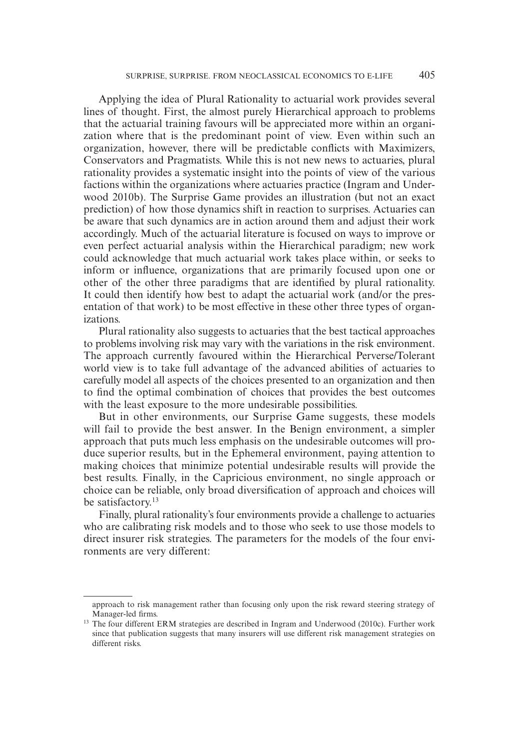Applying the idea of Plural Rationality to actuarial work provides several lines of thought. First, the almost purely Hierarchical approach to problems that the actuarial training favours will be appreciated more within an organization where that is the predominant point of view. Even within such an organization, however, there will be predictable conflicts with Maximizers, Conservators and Pragmatists. While this is not new news to actuaries, plural rationality provides a systematic insight into the points of view of the various factions within the organizations where actuaries practice (Ingram and Underwood 2010b). The Surprise Game provides an illustration (but not an exact prediction) of how those dynamics shift in reaction to surprises. Actuaries can be aware that such dynamics are in action around them and adjust their work accordingly. Much of the actuarial literature is focused on ways to improve or even perfect actuarial analysis within the Hierarchical paradigm; new work could acknowledge that much actuarial work takes place within, or seeks to inform or influence, organizations that are primarily focused upon one or other of the other three paradigms that are identified by plural rationality. It could then identify how best to adapt the actuarial work (and/or the presentation of that work) to be most effective in these other three types of organizations.

Plural rationality also suggests to actuaries that the best tactical approaches to problems involving risk may vary with the variations in the risk environment. The approach currently favoured within the Hierarchical Perverse/Tolerant world view is to take full advantage of the advanced abilities of actuaries to carefully model all aspects of the choices presented to an organization and then to find the optimal combination of choices that provides the best outcomes with the least exposure to the more undesirable possibilities.

But in other environments, our Surprise Game suggests, these models will fail to provide the best answer. In the Benign environment, a simpler approach that puts much less emphasis on the undesirable outcomes will produce superior results, but in the Ephemeral environment, paying attention to making choices that minimize potential undesirable results will provide the best results. Finally, in the Capricious environment, no single approach or choice can be reliable, only broad diversification of approach and choices will be satisfactory.[13]

Finally, plural rationality's four environments provide a challenge to actuaries who are calibrating risk models and to those who seek to use those models to direct insurer risk strategies. The parameters for the models of the four environments are very different:

---

approach to risk management rather than focusing only upon the risk reward steering strategy of Manager-led firms.

[13] The four different ERM strategies are described in Ingram and Underwood (2010c). Further work since that publication suggests that many insurers will use different risk management strategies on different risks.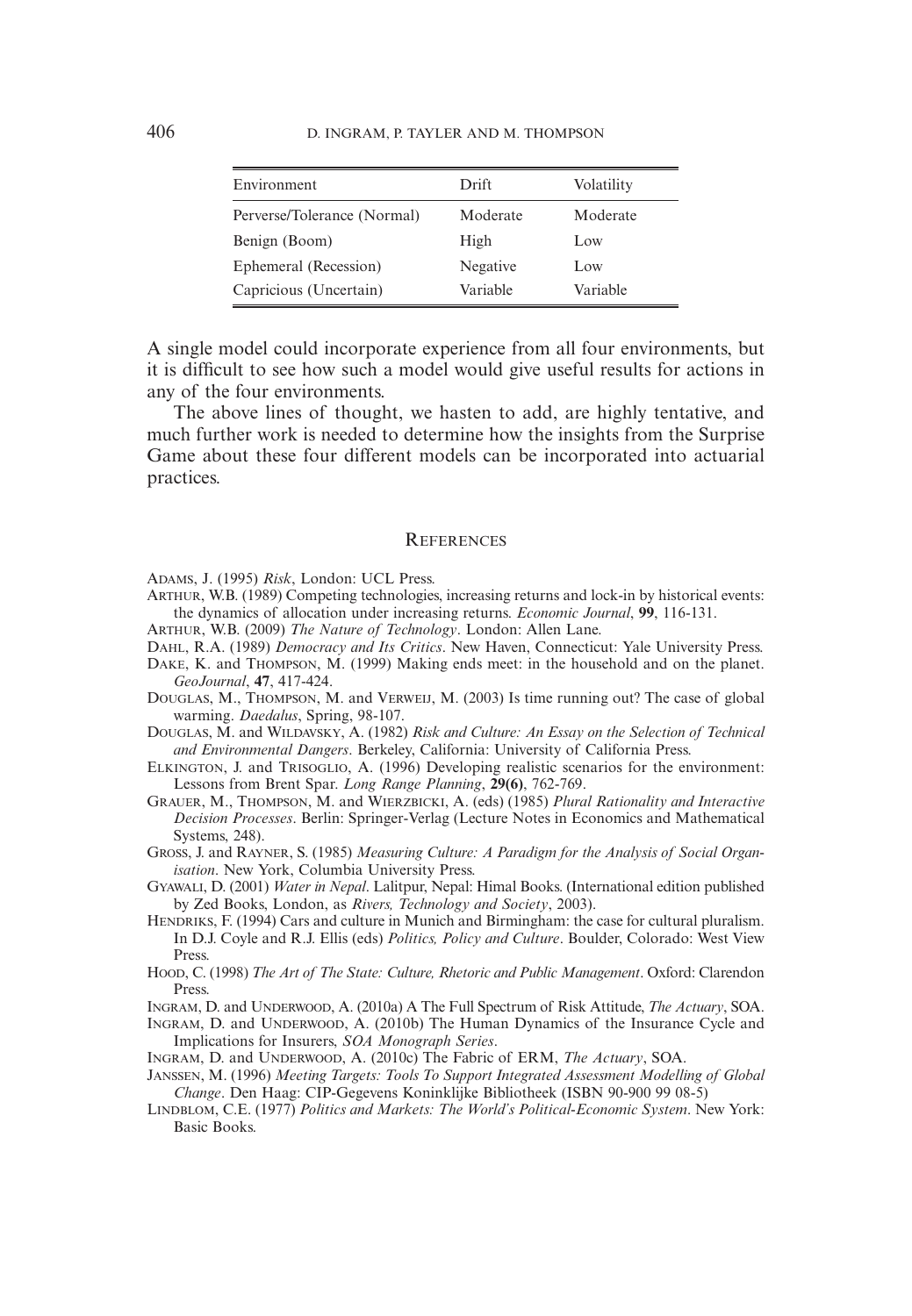| Environment | Drift | Volatility |
|---|---|---|
| Perverse/Tolerance (Normal) | Moderate | Moderate |
| Benign (Boom) | High | Low |
| Ephemeral (Recession) | Negative | Low |
| Capricious (Uncertain) | Variable | Variable |

A single model could incorporate experience from all four environments, but it is difficult to see how such a model would give useful results for actions in any of the four environments.

The above lines of thought, we hasten to add, are highly tentative, and much further work is needed to determine how the insights from the Surprise Game about these four different models can be incorporated into actuarial practices.

## References

Adams, J. (1995) *Risk*, London: UCL Press.

Arthur, W.B. (1989) Competing technologies, increasing returns and lock-in by historical events: the dynamics of allocation under increasing returns. *Economic Journal*, **99**, 116-131.

Arthur, W.B. (2009) *The Nature of Technology*. London: Allen Lane.

Dahl, R.A. (1989) *Democracy and Its Critics*. New Haven, Connecticut: Yale University Press.

Dake, K. and Thompson, M. (1999) Making ends meet: in the household and on the planet. *GeoJournal*, **47**, 417-424.

Douglas, M., Thompson, M. and Verweij, M. (2003) Is time running out? The case of global warming. *Daedalus*, Spring, 98-107.

Douglas, M. and Wildavsky, A. (1982) *Risk and Culture: An Essay on the Selection of Technical and Environmental Dangers*. Berkeley, California: University of California Press.

Elkington, J. and Trisoglio, A. (1996) Developing realistic scenarios for the environment: Lessons from Brent Spar. *Long Range Planning*, **29(6)**, 762-769.

Grauer, M., Thompson, M. and Wierzbicki, A. (eds) (1985) *Plural Rationality and Interactive Decision Processes*. Berlin: Springer-Verlag (Lecture Notes in Economics and Mathematical Systems, 248).

Gross, J. and Rayner, S. (1985) *Measuring Culture: A Paradigm for the Analysis of Social Organisation*. New York, Columbia University Press.

Gyawali, D. (2001) *Water in Nepal*. Lalitpur, Nepal: Himal Books. (International edition published by Zed Books, London, as *Rivers, Technology and Society*, 2003).

Hendriks, F. (1994) Cars and culture in Munich and Birmingham: the case for cultural pluralism. In D.J. Coyle and R.J. Ellis (eds) *Politics, Policy and Culture*. Boulder, Colorado: West View Press.

Hood, C. (1998) *The Art of The State: Culture, Rhetoric and Public Management*. Oxford: Clarendon Press.

Ingram, D. and Underwood, A. (2010a) A The Full Spectrum of Risk Attitude, *The Actuary*, SOA.

Ingram, D. and Underwood, A. (2010b) The Human Dynamics of the Insurance Cycle and Implications for Insurers, *SOA Monograph Series*.

Ingram, D. and Underwood, A. (2010c) The Fabric of ERM, *The Actuary*, SOA.

Janssen, M. (1996) *Meeting Targets: Tools To Support Integrated Assessment Modelling of Global Change*. Den Haag: CIP-Gegevens Koninklijke Bibliotheek (ISBN 90-900 99 08-5)

Lindblom, C.E. (1977) *Politics and Markets: The World's Political-Economic System*. New York: Basic Books.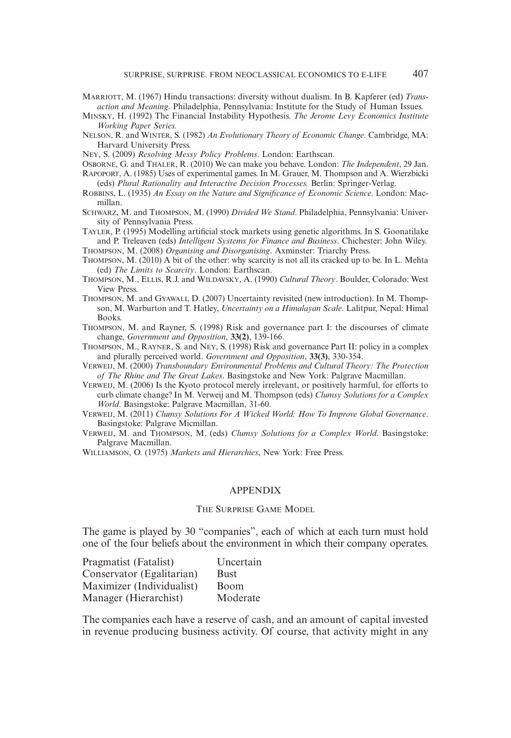Marriott, M. (1967) Hindu transactions: diversity without dualism. In B. Kapferer (ed) *Transaction and Meaning*. Philadelphia, Pennsylvania: Institute for the Study of Human Issues.

Minsky, H. (1992) The Financial Instability Hypothesis. *The Jerome Levy Economics Institute Working Paper Series.*

Nelson, R. and Winter, S. (1982) *An Evolutionary Theory of Economic Change*. Cambridge, MA: Harvard University Press.

Ney, S. (2009) *Resolving Messy Policy Problems*. London: Earthscan.

Osborne, G. and Thaler, R. (2010) We can make you behave. London: *The Independent*, 29 Jan.

Rapoport, A. (1985) Uses of experimental games. In M. Grauer, M. Thompson and A. Wierzbicki (eds) *Plural Rationality and Interactive Decision Processes.* Berlin: Springer-Verlag.

Robbins, L. (1935) *An Essay on the Nature and Significance of Economic Science*. London: Macmillan.

Schwarz, M. and Thompson, M. (1990) *Divided We Stand*. Philadelphia, Pennsylvania: University of Pennsylvania Press.

Tayler, P. (1995) Modelling artificial stock markets using genetic algorithms. In S. Goonatilake and P. Treleaven (eds) *Intelligent Systems for Finance and Business*. Chichester: John Wiley.

Thompson, M. (2008) *Organising and Disorganising*. Axminster: Triarchy Press.

Thompson, M. (2010) A bit of the other: why scarcity is not all its cracked up to be. In L. Mehta (ed) *The Limits to Scarcity*. London: Earthscan.

Thompson, M., Ellis, R.J. and Wildavsky, A. (1990) *Cultural Theory*. Boulder, Colorado: West View Press.

Thompson, M. and Gyawali, D. (2007) Uncertainty revisited (new introduction). In M. Thompson, M. Warburton and T. Hatley, *Uncertainty on a Himalayan Scale*. Lalitpur, Nepal: Himal Books.

Thompson, M. and Rayner, S. (1998) Risk and governance part I: the discourses of climate change, *Government and Opposition*, **33(2)**, 139-166.

Thompson, M., Rayner, S. and Ney, S. (1998) Risk and governance Part II: policy in a complex and plurally perceived world. *Government and Opposition*, **33(3)**, 330-354.

Verweij, M. (2000) *Transboundary Environmental Problems and Cultural Theory: The Protection of The Rhine and The Great Lakes*. Basingstoke and New York: Palgrave Macmillan.

Verweij, M. (2006) Is the Kyoto protocol merely irrelevant, or positively harmful, for efforts to curb climate change? In M. Verweij and M. Thompson (eds) *Clumsy Solutions for a Complex World*. Basingstoke: Palgrave Macmillan, 31-60.

Verweij, M. (2011) *Clumsy Solutions For A Wicked World: How To Improve Global Governance*. Basingstoke: Palgrave Micmillan.

Verweij, M. and Thompson, M. (eds) *Clumsy Solutions for a Complex World*. Basingstoke: Palgrave Macmillan.

Williamson, O. (1975) *Markets and Hierarchies*, New York: Free Press.

## APPENDIX

### The Surprise Game Model

The game is played by 30 "companies", each of which at each turn must hold one of the four beliefs about the environment in which their company operates.

| | |
|---|---|
| Pragmatist (Fatalist) | Uncertain |
| Conservator (Egalitarian) | Bust |
| Maximizer (Individualist) | Boom |
| Manager (Hierarchist) | Moderate |

The companies each have a reserve of cash, and an amount of capital invested in revenue producing business activity. Of course, that activity might in any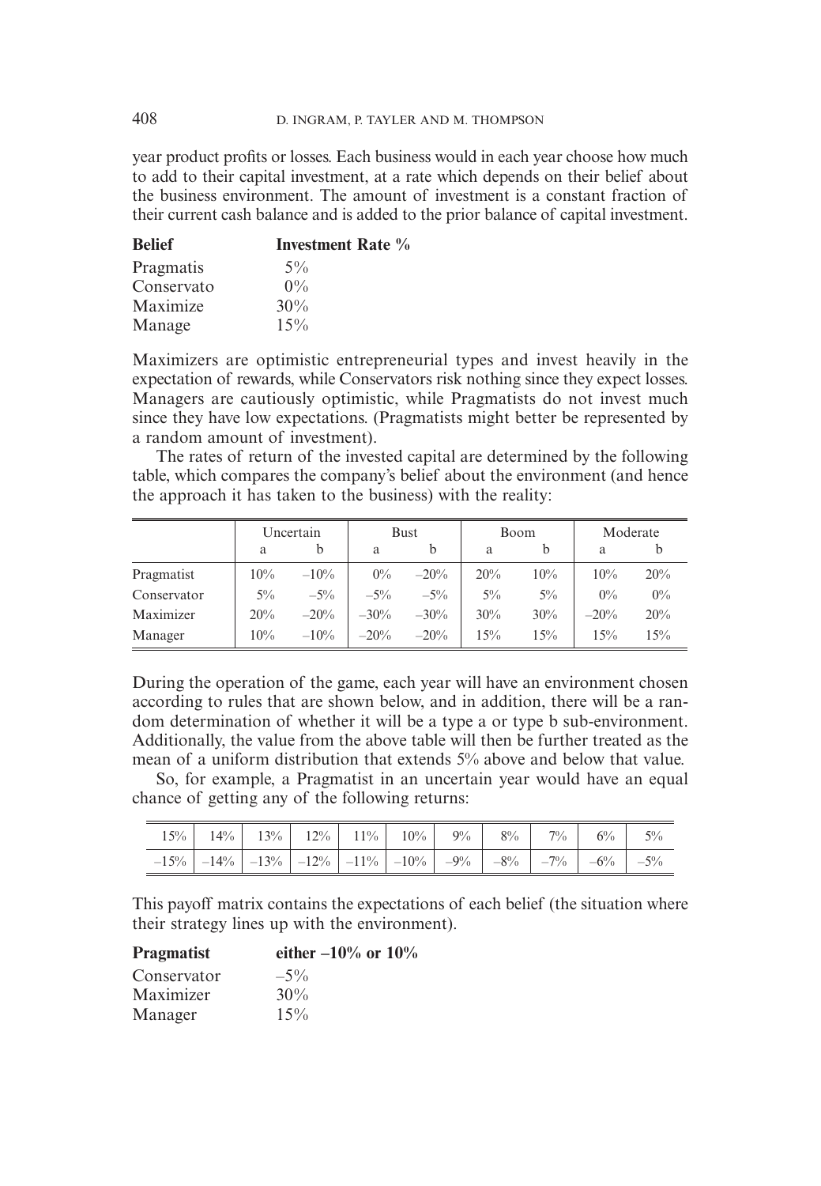year product profits or losses. Each business would in each year choose how much to add to their capital investment, at a rate which depends on their belief about the business environment. The amount of investment is a constant fraction of their current cash balance and is added to the prior balance of capital investment.

| **Belief** | **Investment Rate %** |
|---|---|
| Pragmatis | 5% |
| Conservato | 0% |
| Maximize | 30% |
| Manage | 15% |

Maximizers are optimistic entrepreneurial types and invest heavily in the expectation of rewards, while Conservators risk nothing since they expect losses. Managers are cautiously optimistic, while Pragmatists do not invest much since they have low expectations. (Pragmatists might better be represented by a random amount of investment).

The rates of return of the invested capital are determined by the following table, which compares the company's belief about the environment (and hence the approach it has taken to the business) with the reality:

| | Uncertain | | Bust | | Boom | | Moderate | |
|---|---|---|---|---|---|---|---|---|
| | a | b | a | b | a | b | a | b |
| Pragmatist | 10% | –10% | 0% | –20% | 20% | 10% | 10% | 20% |
| Conservator | 5% | –5% | –5% | –5% | 5% | 5% | 0% | 0% |
| Maximizer | 20% | –20% | –30% | –30% | 30% | 30% | –20% | 20% |
| Manager | 10% | –10% | –20% | –20% | 15% | 15% | 15% | 15% |

During the operation of the game, each year will have an environment chosen according to rules that are shown below, and in addition, there will be a random determination of whether it will be a type a or type b sub-environment. Additionally, the value from the above table will then be further treated as the mean of a uniform distribution that extends 5% above and below that value.

So, for example, a Pragmatist in an uncertain year would have an equal chance of getting any of the following returns:

| 15% | 14% | 13% | 12% | 11% | 10% | 9% | 8% | 7% | 6% | 5% |
|---|---|---|---|---|---|---|---|---|---|---|
| –15% | –14% | –13% | –12% | –11% | –10% | –9% | –8% | –7% | –6% | –5% |

This payoff matrix contains the expectations of each belief (the situation where their strategy lines up with the environment).

| **Pragmatist** | **either –10% or 10%** |
|---|---|
| Conservator | –5% |
| Maximizer | 30% |
| Manager | 15% |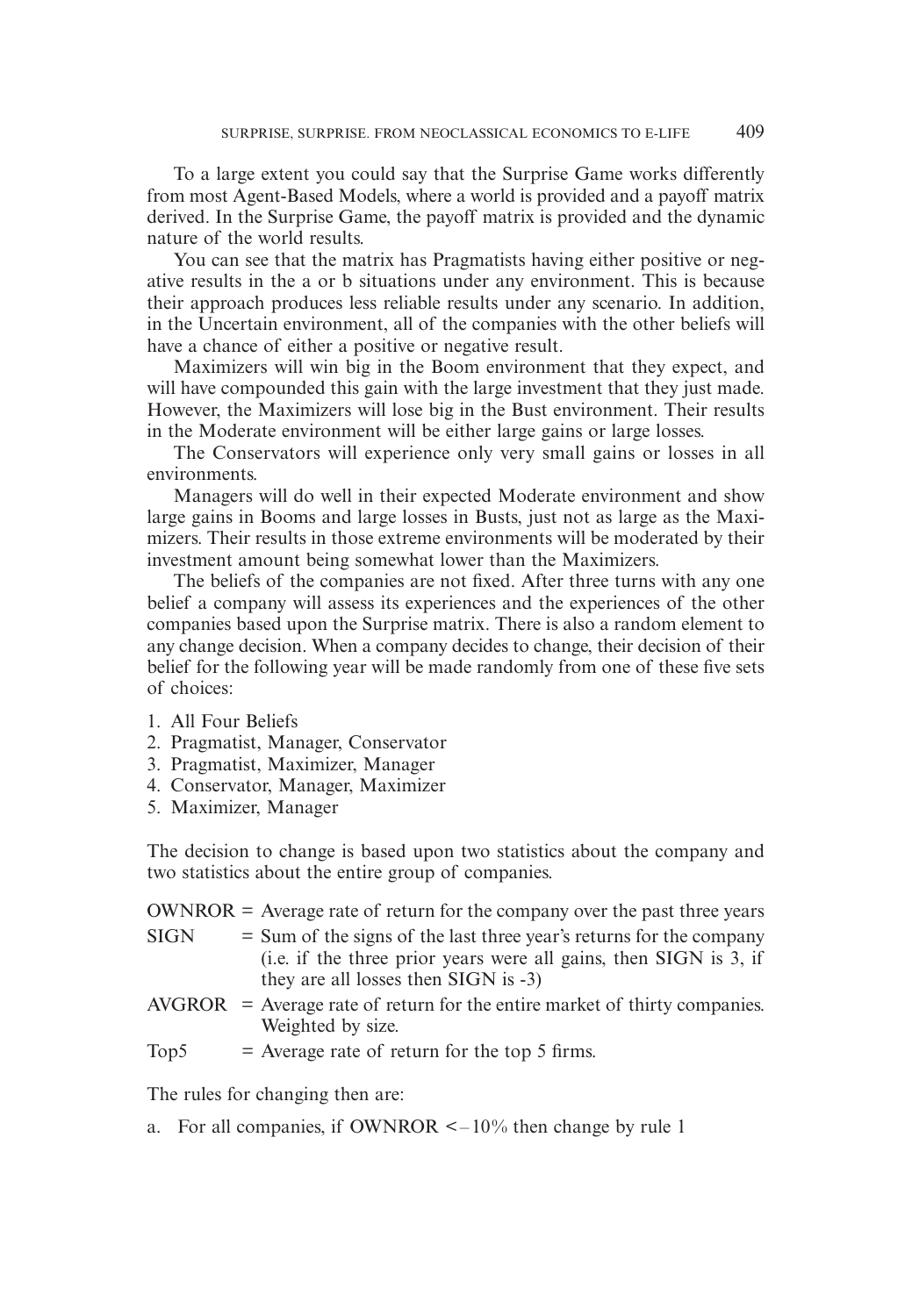To a large extent you could say that the Surprise Game works differently from most Agent-Based Models, where a world is provided and a payoff matrix derived. In the Surprise Game, the payoff matrix is provided and the dynamic nature of the world results.

You can see that the matrix has Pragmatists having either positive or negative results in the a or b situations under any environment. This is because their approach produces less reliable results under any scenario. In addition, in the Uncertain environment, all of the companies with the other beliefs will have a chance of either a positive or negative result.

Maximizers will win big in the Boom environment that they expect, and will have compounded this gain with the large investment that they just made. However, the Maximizers will lose big in the Bust environment. Their results in the Moderate environment will be either large gains or large losses.

The Conservators will experience only very small gains or losses in all environments.

Managers will do well in their expected Moderate environment and show large gains in Booms and large losses in Busts, just not as large as the Maximizers. Their results in those extreme environments will be moderated by their investment amount being somewhat lower than the Maximizers.

The beliefs of the companies are not fixed. After three turns with any one belief a company will assess its experiences and the experiences of the other companies based upon the Surprise matrix. There is also a random element to any change decision. When a company decides to change, their decision of their belief for the following year will be made randomly from one of these five sets of choices:

1. All Four Beliefs
2. Pragmatist, Manager, Conservator
3. Pragmatist, Maximizer, Manager
4. Conservator, Manager, Maximizer
5. Maximizer, Manager

The decision to change is based upon two statistics about the company and two statistics about the entire group of companies.

OWNROR = Average rate of return for the company over the past three years

SIGN = Sum of the signs of the last three year's returns for the company (i.e. if the three prior years were all gains, then SIGN is 3, if they are all losses then SIGN is -3)

AVGROR = Average rate of return for the entire market of thirty companies. Weighted by size.

Top5 = Average rate of return for the top 5 firms.

The rules for changing then are:

a. For all companies, if OWNROR $< -10\%$ then change by rule 1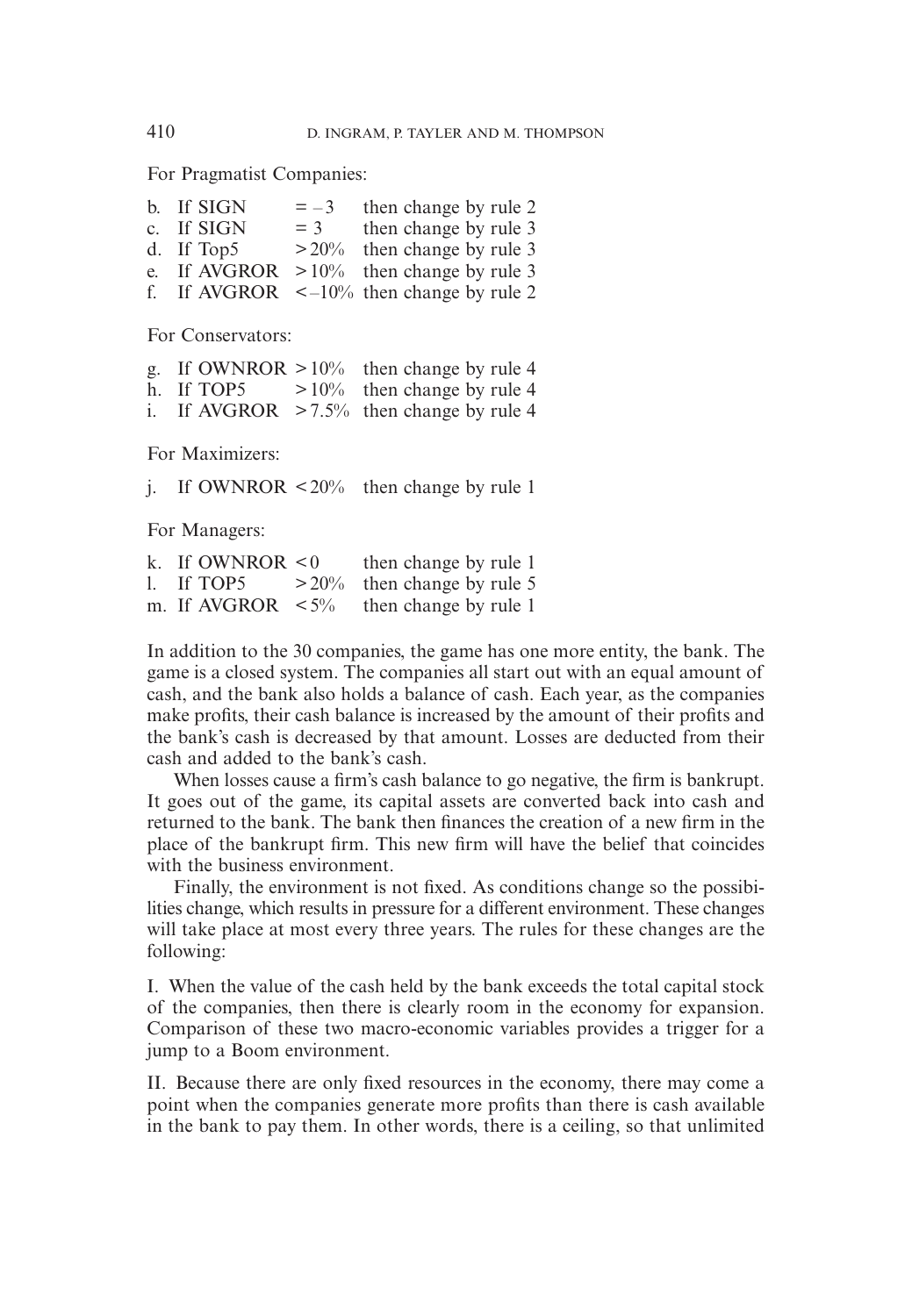For Pragmatist Companies:

| | | | |
|---|---|---|---|
| b. | If SIGN | $= -3$ | then change by rule 2 |
| c. | If SIGN | $= 3$ | then change by rule 3 |
| d. | If Top5 | $> 20\%$ | then change by rule 3 |
| e. | If AVGROR | $> 10\%$ | then change by rule 3 |
| f. | If AVGROR | $< -10\%$ | then change by rule 2 |

For Conservators:

| | | | |
|---|---|---|---|
| g. | If OWNROR | $> 10\%$ | then change by rule 4 |
| h. | If TOP5 | $> 10\%$ | then change by rule 4 |
| i. | If AVGROR | $> 7.5\%$ | then change by rule 4 |

For Maximizers:

| | | | |
|---|---|---|---|
| j. | If OWNROR | $< 20\%$ | then change by rule 1 |

For Managers:

| | | | |
|---|---|---|---|
| k. | If OWNROR | $< 0$ | then change by rule 1 |
| l. | If TOP5 | $> 20\%$ | then change by rule 5 |
| m. | If AVGROR | $< 5\%$ | then change by rule 1 |

In addition to the 30 companies, the game has one more entity, the bank. The game is a closed system. The companies all start out with an equal amount of cash, and the bank also holds a balance of cash. Each year, as the companies make profits, their cash balance is increased by the amount of their profits and the bank's cash is decreased by that amount. Losses are deducted from their cash and added to the bank's cash.

When losses cause a firm's cash balance to go negative, the firm is bankrupt. It goes out of the game, its capital assets are converted back into cash and returned to the bank. The bank then finances the creation of a new firm in the place of the bankrupt firm. This new firm will have the belief that coincides with the business environment.

Finally, the environment is not fixed. As conditions change so the possibilities change, which results in pressure for a different environment. These changes will take place at most every three years. The rules for these changes are the following:

I. When the value of the cash held by the bank exceeds the total capital stock of the companies, then there is clearly room in the economy for expansion. Comparison of these two macro-economic variables provides a trigger for a jump to a Boom environment.

II. Because there are only fixed resources in the economy, there may come a point when the companies generate more profits than there is cash available in the bank to pay them. In other words, there is a ceiling, so that unlimited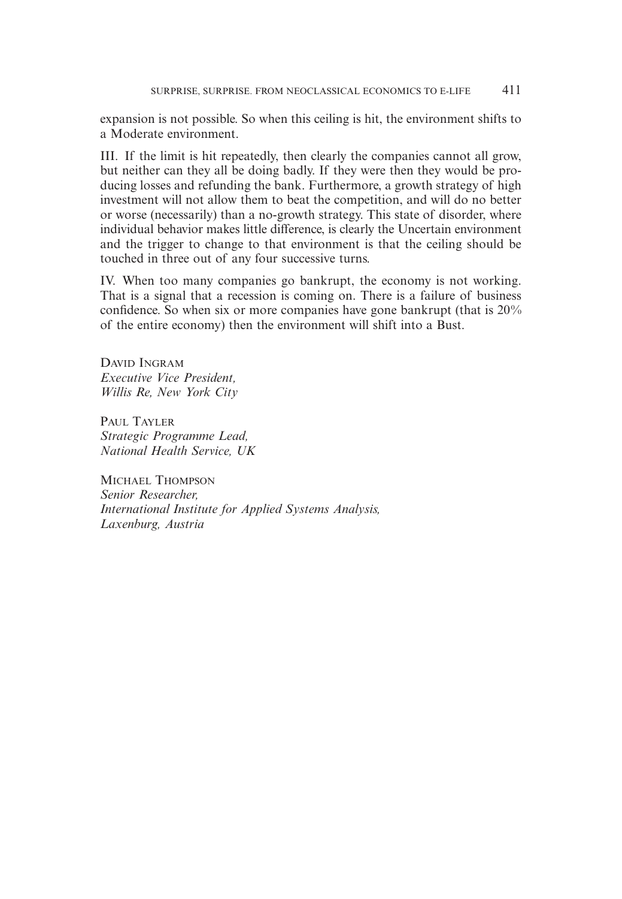expansion is not possible. So when this ceiling is hit, the environment shifts to a Moderate environment.

III. If the limit is hit repeatedly, then clearly the companies cannot all grow, but neither can they all be doing badly. If they were then they would be producing losses and refunding the bank. Furthermore, a growth strategy of high investment will not allow them to beat the competition, and will do no better or worse (necessarily) than a no-growth strategy. This state of disorder, where individual behavior makes little difference, is clearly the Uncertain environment and the trigger to change to that environment is that the ceiling should be touched in three out of any four successive turns.

IV. When too many companies go bankrupt, the economy is not working. That is a signal that a recession is coming on. There is a failure of business confidence. So when six or more companies have gone bankrupt (that is 20% of the entire economy) then the environment will shift into a Bust.

David Ingram
*Executive Vice President,*
*Willis Re, New York City*

Paul Tayler
*Strategic Programme Lead,*
*National Health Service, UK*

Michael Thompson
*Senior Researcher,*
*International Institute for Applied Systems Analysis,*
*Laxenburg, Austria*